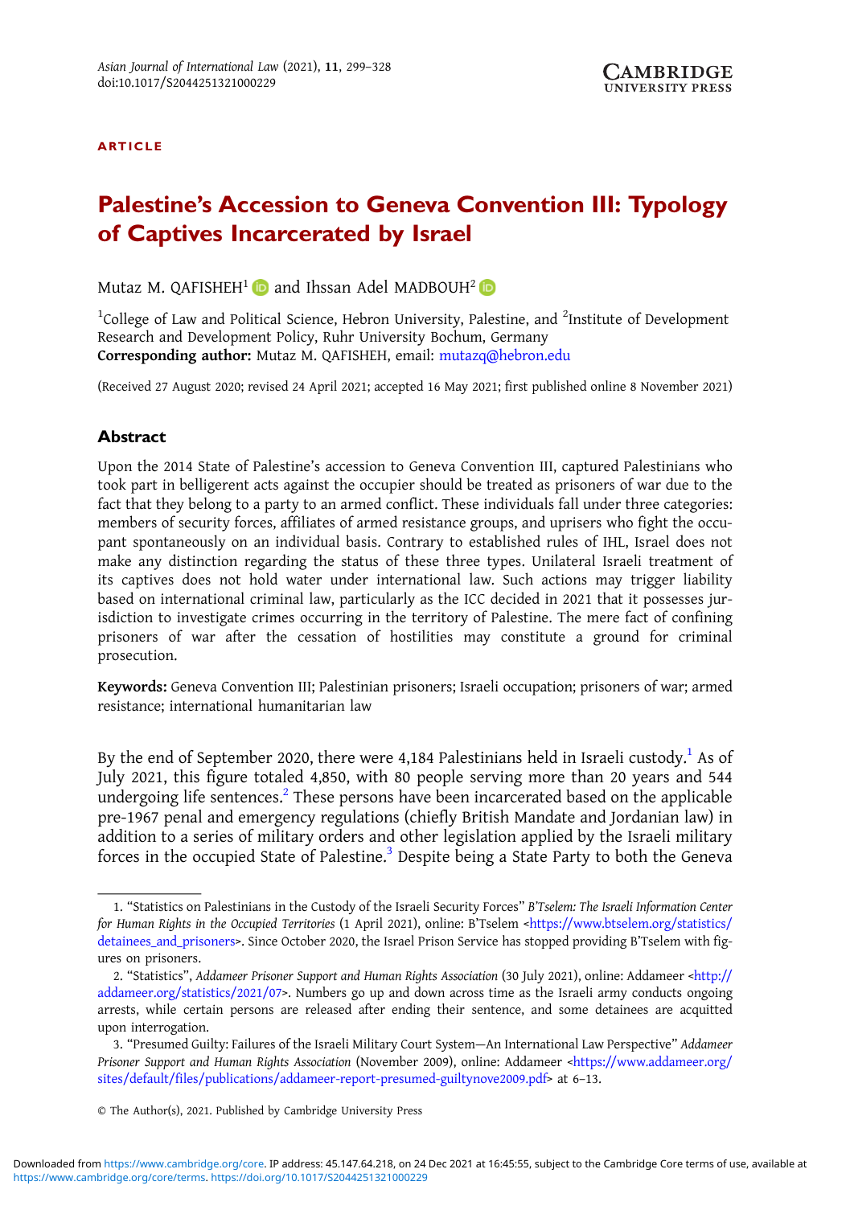**ARTICLE**

# Palestine's Accession to Geneva Convention III: Typology of Captives Incarcerated by Israel

Mutaz M. QAFISHEH[1] and Ihssan Adel MADBOUH[2]

[1]College of Law and Political Science, Hebron University, Palestine, and [2]Institute of Development Research and Development Policy, Ruhr University Bochum, Germany
**Corresponding author:** Mutaz M. QAFISHEH, email: mutazq@hebron.edu

(Received 27 August 2020; revised 24 April 2021; accepted 16 May 2021; first published online 8 November 2021)

## Abstract

Upon the 2014 State of Palestine's accession to Geneva Convention III, captured Palestinians who took part in belligerent acts against the occupier should be treated as prisoners of war due to the fact that they belong to a party to an armed conflict. These individuals fall under three categories: members of security forces, affiliates of armed resistance groups, and uprisers who fight the occupant spontaneously on an individual basis. Contrary to established rules of IHL, Israel does not make any distinction regarding the status of these three types. Unilateral Israeli treatment of its captives does not hold water under international law. Such actions may trigger liability based on international criminal law, particularly as the ICC decided in 2021 that it possesses jurisdiction to investigate crimes occurring in the territory of Palestine. The mere fact of confining prisoners of war after the cessation of hostilities may constitute a ground for criminal prosecution.

**Keywords:** Geneva Convention III; Palestinian prisoners; Israeli occupation; prisoners of war; armed resistance; international humanitarian law

By the end of September 2020, there were 4,184 Palestinians held in Israeli custody.[1] As of July 2021, this figure totaled 4,850, with 80 people serving more than 20 years and 544 undergoing life sentences.[2] These persons have been incarcerated based on the applicable pre-1967 penal and emergency regulations (chiefly British Mandate and Jordanian law) in addition to a series of military orders and other legislation applied by the Israeli military forces in the occupied State of Palestine.[3] Despite being a State Party to both the Geneva

---

1. "Statistics on Palestinians in the Custody of the Israeli Security Forces" *B'Tselem: The Israeli Information Center for Human Rights in the Occupied Territories* (1 April 2021), online: B'Tselem <https://www.btselem.org/statistics/detainees_and_prisoners>. Since October 2020, the Israel Prison Service has stopped providing B'Tselem with figures on prisoners.

2. "Statistics", *Addameer Prisoner Support and Human Rights Association* (30 July 2021), online: Addameer <http://addameer.org/statistics/2021/07>. Numbers go up and down across time as the Israeli army conducts ongoing arrests, while certain persons are released after ending their sentence, and some detainees are acquitted upon interrogation.

3. "Presumed Guilty: Failures of the Israeli Military Court System—An International Law Perspective" *Addameer Prisoner Support and Human Rights Association* (November 2009), online: Addameer <https://www.addameer.org/sites/default/files/publications/addameer-report-presumed-guiltynove2009.pdf> at 6–13.

© The Author(s), 2021. Published by Cambridge University Press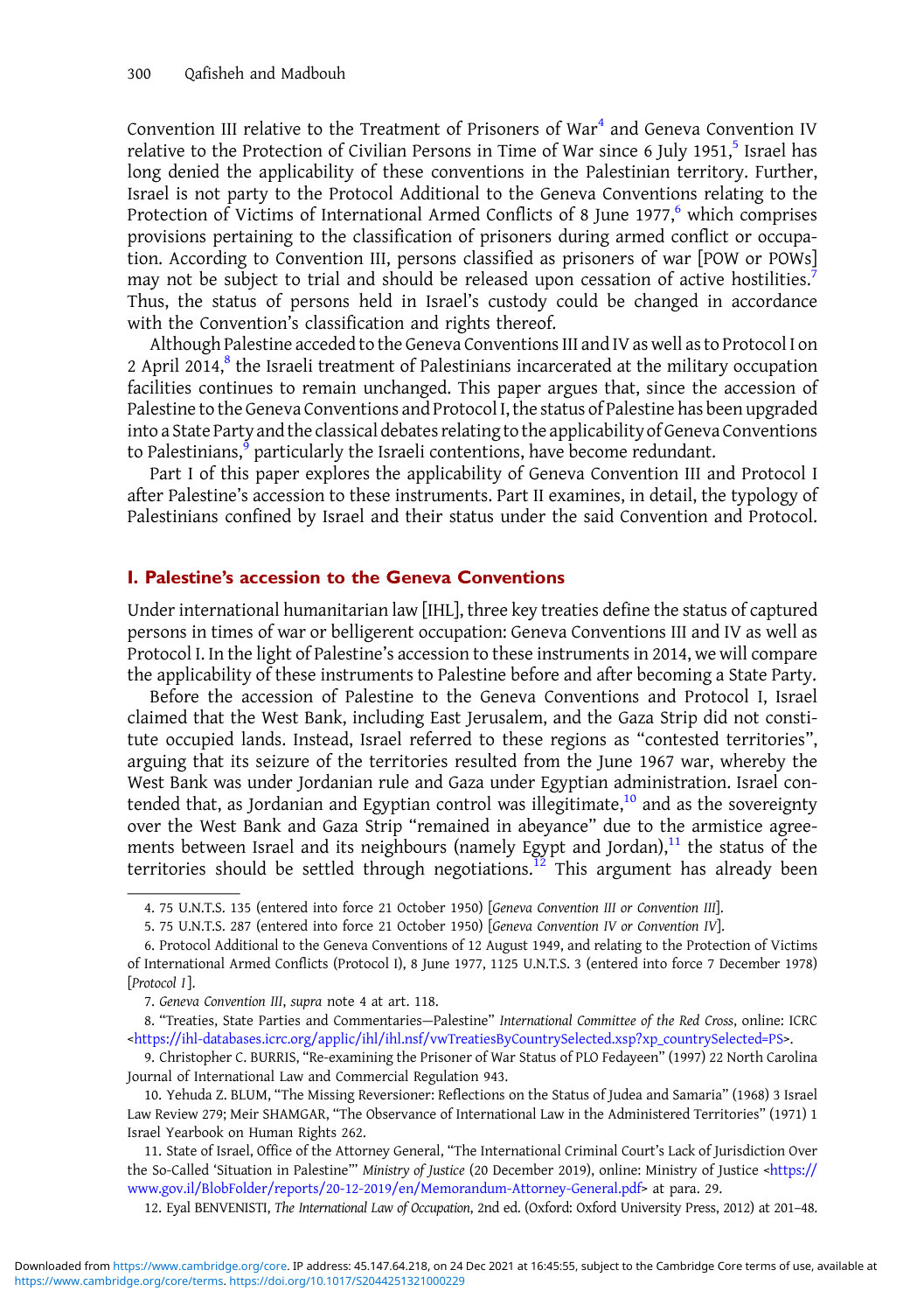Convention III relative to the Treatment of Prisoners of War[4] and Geneva Convention IV relative to the Protection of Civilian Persons in Time of War since 6 July 1951,[5] Israel has long denied the applicability of these conventions in the Palestinian territory. Further, Israel is not party to the Protocol Additional to the Geneva Conventions relating to the Protection of Victims of International Armed Conflicts of 8 June 1977,[6] which comprises provisions pertaining to the classification of prisoners during armed conflict or occupation. According to Convention III, persons classified as prisoners of war [POW or POWs] may not be subject to trial and should be released upon cessation of active hostilities.[7] Thus, the status of persons held in Israel's custody could be changed in accordance with the Convention's classification and rights thereof.

Although Palestine acceded to the Geneva Conventions III and IV as well as to Protocol I on 2 April 2014,[8] the Israeli treatment of Palestinians incarcerated at the military occupation facilities continues to remain unchanged. This paper argues that, since the accession of Palestine to the Geneva Conventions and Protocol I, the status of Palestine has been upgraded into a State Party and the classical debates relating to the applicability of Geneva Conventions to Palestinians,[9] particularly the Israeli contentions, have become redundant.

Part I of this paper explores the applicability of Geneva Convention III and Protocol I after Palestine's accession to these instruments. Part II examines, in detail, the typology of Palestinians confined by Israel and their status under the said Convention and Protocol.

## I. Palestine's accession to the Geneva Conventions

Under international humanitarian law [IHL], three key treaties define the status of captured persons in times of war or belligerent occupation: Geneva Conventions III and IV as well as Protocol I. In the light of Palestine's accession to these instruments in 2014, we will compare the applicability of these instruments to Palestine before and after becoming a State Party.

Before the accession of Palestine to the Geneva Conventions and Protocol I, Israel claimed that the West Bank, including East Jerusalem, and the Gaza Strip did not constitute occupied lands. Instead, Israel referred to these regions as "contested territories", arguing that its seizure of the territories resulted from the June 1967 war, whereby the West Bank was under Jordanian rule and Gaza under Egyptian administration. Israel contended that, as Jordanian and Egyptian control was illegitimate,[10] and as the sovereignty over the West Bank and Gaza Strip "remained in abeyance" due to the armistice agreements between Israel and its neighbours (namely Egypt and Jordan),[11] the status of the territories should be settled through negotiations.[12] This argument has already been

---

4. 75 U.N.T.S. 135 (entered into force 21 October 1950) [*Geneva Convention III or Convention III*].

5. 75 U.N.T.S. 287 (entered into force 21 October 1950) [*Geneva Convention IV or Convention IV*].

6. Protocol Additional to the Geneva Conventions of 12 August 1949, and relating to the Protection of Victims of International Armed Conflicts (Protocol I), 8 June 1977, 1125 U.N.T.S. 3 (entered into force 7 December 1978) [*Protocol I*].

7. *Geneva Convention III*, *supra* note 4 at art. 118.

8. "Treaties, State Parties and Commentaries—Palestine" *International Committee of the Red Cross*, online: ICRC <https://ihl-databases.icrc.org/applic/ihl/ihl.nsf/vwTreatiesByCountrySelected.xsp?xp_countrySelected=PS>.

9. Christopher C. BURRIS, "Re-examining the Prisoner of War Status of PLO Fedayeen" (1997) 22 North Carolina Journal of International Law and Commercial Regulation 943.

10. Yehuda Z. BLUM, "The Missing Reversioner: Reflections on the Status of Judea and Samaria" (1968) 3 Israel Law Review 279; Meir SHAMGAR, "The Observance of International Law in the Administered Territories" (1971) 1 Israel Yearbook on Human Rights 262.

11. State of Israel, Office of the Attorney General, "The International Criminal Court's Lack of Jurisdiction Over the So-Called 'Situation in Palestine'" *Ministry of Justice* (20 December 2019), online: Ministry of Justice <https://www.gov.il/BlobFolder/reports/20-12-2019/en/Memorandum-Attorney-General.pdf> at para. 29.

12. Eyal BENVENISTI, *The International Law of Occupation*, 2nd ed. (Oxford: Oxford University Press, 2012) at 201–48.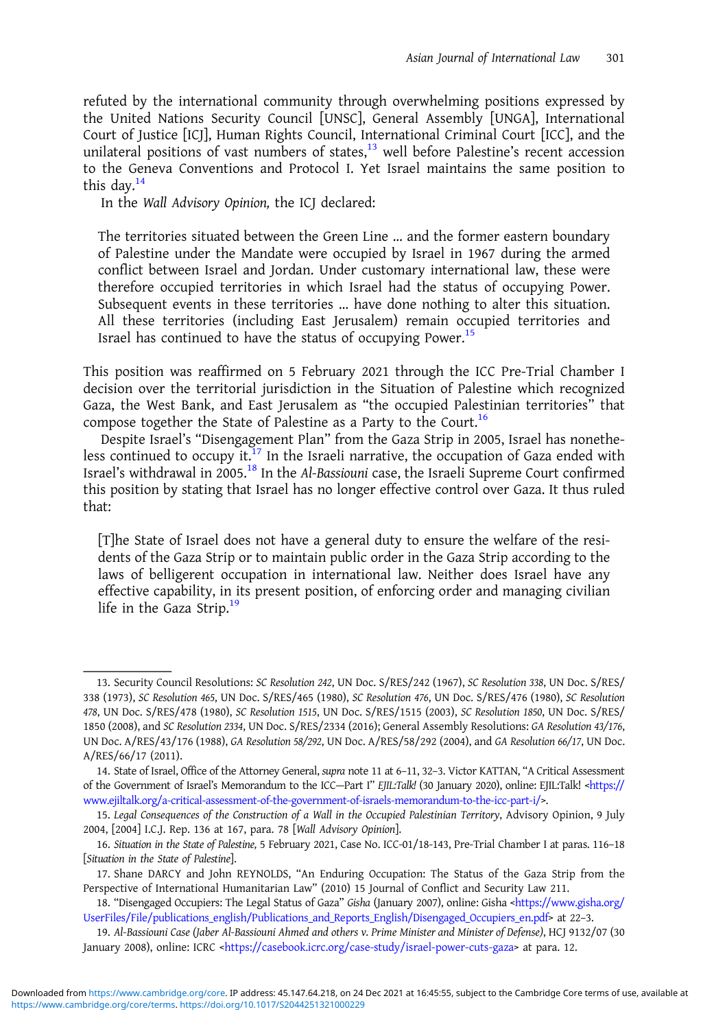refuted by the international community through overwhelming positions expressed by the United Nations Security Council [UNSC], General Assembly [UNGA], International Court of Justice [ICJ], Human Rights Council, International Criminal Court [ICC], and the unilateral positions of vast numbers of states,[13] well before Palestine's recent accession to the Geneva Conventions and Protocol I. Yet Israel maintains the same position to this day.[14]

In the *Wall Advisory Opinion,* the ICJ declared:

> The territories situated between the Green Line … and the former eastern boundary of Palestine under the Mandate were occupied by Israel in 1967 during the armed conflict between Israel and Jordan. Under customary international law, these were therefore occupied territories in which Israel had the status of occupying Power. Subsequent events in these territories … have done nothing to alter this situation. All these territories (including East Jerusalem) remain occupied territories and Israel has continued to have the status of occupying Power.[15]

This position was reaffirmed on 5 February 2021 through the ICC Pre-Trial Chamber I decision over the territorial jurisdiction in the Situation of Palestine which recognized Gaza, the West Bank, and East Jerusalem as "the occupied Palestinian territories" that compose together the State of Palestine as a Party to the Court.[16]

Despite Israel's "Disengagement Plan" from the Gaza Strip in 2005, Israel has nonetheless continued to occupy it.[17] In the Israeli narrative, the occupation of Gaza ended with Israel's withdrawal in 2005.[18] In the *Al-Bassiouni* case, the Israeli Supreme Court confirmed this position by stating that Israel has no longer effective control over Gaza. It thus ruled that:

> [T]he State of Israel does not have a general duty to ensure the welfare of the residents of the Gaza Strip or to maintain public order in the Gaza Strip according to the laws of belligerent occupation in international law. Neither does Israel have any effective capability, in its present position, of enforcing order and managing civilian life in the Gaza Strip.[19]

---

13. Security Council Resolutions: *SC Resolution 242*, UN Doc. S/RES/242 (1967), *SC Resolution 338*, UN Doc. S/RES/338 (1973), *SC Resolution 465*, UN Doc. S/RES/465 (1980), *SC Resolution 476*, UN Doc. S/RES/476 (1980), *SC Resolution 478*, UN Doc. S/RES/478 (1980), *SC Resolution 1515*, UN Doc. S/RES/1515 (2003), *SC Resolution 1850*, UN Doc. S/RES/1850 (2008), and *SC Resolution 2334*, UN Doc. S/RES/2334 (2016); General Assembly Resolutions: *GA Resolution 43/176*, UN Doc. A/RES/43/176 (1988), *GA Resolution 58/292*, UN Doc. A/RES/58/292 (2004), and *GA Resolution 66/17*, UN Doc. A/RES/66/17 (2011).

14. State of Israel, Office of the Attorney General, *supra* note 11 at 6–11, 32–3. Victor KATTAN, "A Critical Assessment of the Government of Israel's Memorandum to the ICC—Part I" *EJIL:Talk!* (30 January 2020), online: EJIL:Talk! <https://www.ejiltalk.org/a-critical-assessment-of-the-government-of-israels-memorandum-to-the-icc-part-i/>.

15. *Legal Consequences of the Construction of a Wall in the Occupied Palestinian Territory*, Advisory Opinion, 9 July 2004, [2004] I.C.J. Rep. 136 at 167, para. 78 [*Wall Advisory Opinion*].

16. *Situation in the State of Palestine,* 5 February 2021, Case No. ICC-01/18-143, Pre-Trial Chamber I at paras. 116–18 [*Situation in the State of Palestine*].

17. Shane DARCY and John REYNOLDS, "An Enduring Occupation: The Status of the Gaza Strip from the Perspective of International Humanitarian Law" (2010) 15 Journal of Conflict and Security Law 211.

18. "Disengaged Occupiers: The Legal Status of Gaza" *Gisha* (January 2007), online: Gisha <https://www.gisha.org/UserFiles/File/publications_english/Publications_and_Reports_English/Disengaged_Occupiers_en.pdf> at 22–3.

19. *Al-Bassiouni Case (Jaber Al-Bassiouni Ahmed and others v. Prime Minister and Minister of Defense)*, HCJ 9132/07 (30 January 2008), online: ICRC <https://casebook.icrc.org/case-study/israel-power-cuts-gaza> at para. 12.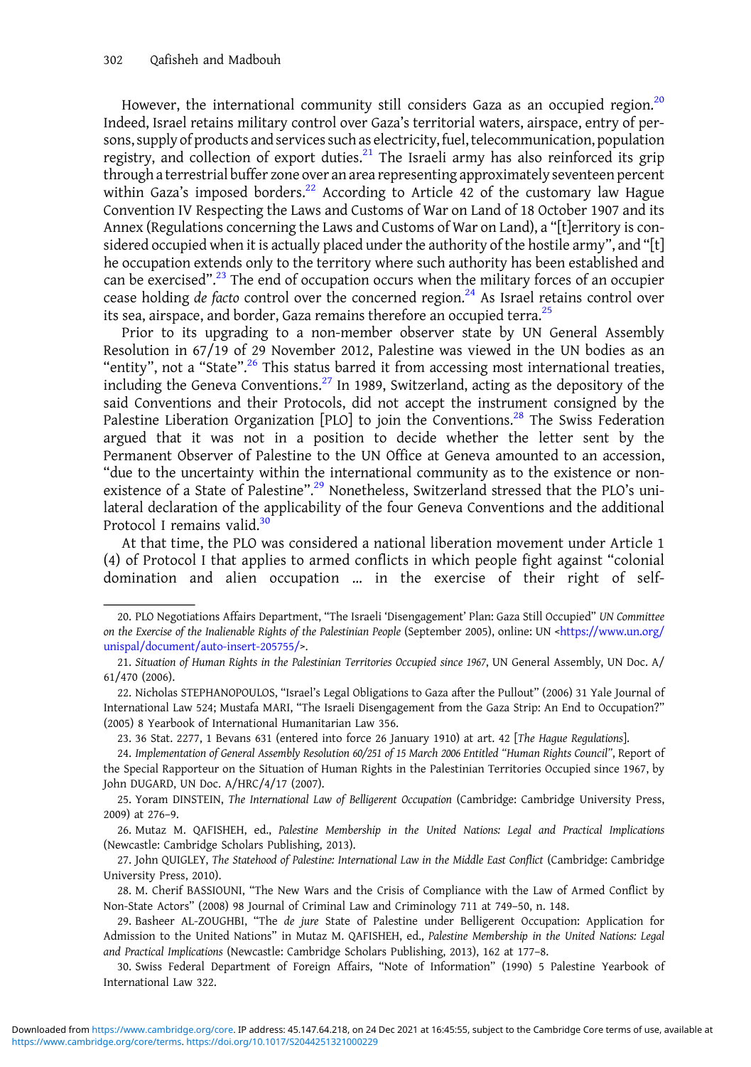However, the international community still considers Gaza as an occupied region.[20] Indeed, Israel retains military control over Gaza's territorial waters, airspace, entry of persons, supply of products and services such as electricity, fuel, telecommunication, population registry, and collection of export duties.[21] The Israeli army has also reinforced its grip through a terrestrial buffer zone over an area representing approximately seventeen percent within Gaza's imposed borders.[22] According to Article 42 of the customary law Hague Convention IV Respecting the Laws and Customs of War on Land of 18 October 1907 and its Annex (Regulations concerning the Laws and Customs of War on Land), a "[t]erritory is considered occupied when it is actually placed under the authority of the hostile army", and "[t]he occupation extends only to the territory where such authority has been established and can be exercised".[23] The end of occupation occurs when the military forces of an occupier cease holding *de facto* control over the concerned region.[24] As Israel retains control over its sea, airspace, and border, Gaza remains therefore an occupied terra.[25]

Prior to its upgrading to a non-member observer state by UN General Assembly Resolution in 67/19 of 29 November 2012, Palestine was viewed in the UN bodies as an "entity", not a "State".[26] This status barred it from accessing most international treaties, including the Geneva Conventions.[27] In 1989, Switzerland, acting as the depository of the said Conventions and their Protocols, did not accept the instrument consigned by the Palestine Liberation Organization [PLO] to join the Conventions.[28] The Swiss Federation argued that it was not in a position to decide whether the letter sent by the Permanent Observer of Palestine to the UN Office at Geneva amounted to an accession, "due to the uncertainty within the international community as to the existence or non-existence of a State of Palestine".[29] Nonetheless, Switzerland stressed that the PLO's unilateral declaration of the applicability of the four Geneva Conventions and the additional Protocol I remains valid.[30]

At that time, the PLO was considered a national liberation movement under Article 1 (4) of Protocol I that applies to armed conflicts in which people fight against "colonial domination and alien occupation … in the exercise of their right of self-

---

20. PLO Negotiations Affairs Department, "The Israeli 'Disengagement' Plan: Gaza Still Occupied" *UN Committee on the Exercise of the Inalienable Rights of the Palestinian People* (September 2005), online: UN <https://www.un.org/unispal/document/auto-insert-205755/>.

21. *Situation of Human Rights in the Palestinian Territories Occupied since 1967*, UN General Assembly, UN Doc. A/61/470 (2006).

22. Nicholas STEPHANOPOULOS, "Israel's Legal Obligations to Gaza after the Pullout" (2006) 31 Yale Journal of International Law 524; Mustafa MARI, "The Israeli Disengagement from the Gaza Strip: An End to Occupation?" (2005) 8 Yearbook of International Humanitarian Law 356.

23. 36 Stat. 2277, 1 Bevans 631 (entered into force 26 January 1910) at art. 42 [*The Hague Regulations*].

24. *Implementation of General Assembly Resolution 60/251 of 15 March 2006 Entitled "Human Rights Council"*, Report of the Special Rapporteur on the Situation of Human Rights in the Palestinian Territories Occupied since 1967, by John DUGARD, UN Doc. A/HRC/4/17 (2007).

25. Yoram DINSTEIN, *The International Law of Belligerent Occupation* (Cambridge: Cambridge University Press, 2009) at 276–9.

26. Mutaz M. QAFISHEH, ed., *Palestine Membership in the United Nations: Legal and Practical Implications* (Newcastle: Cambridge Scholars Publishing, 2013).

27. John QUIGLEY, *The Statehood of Palestine: International Law in the Middle East Conflict* (Cambridge: Cambridge University Press, 2010).

28. M. Cherif BASSIOUNI, "The New Wars and the Crisis of Compliance with the Law of Armed Conflict by Non-State Actors" (2008) 98 Journal of Criminal Law and Criminology 711 at 749–50, n. 148.

29. Basheer AL-ZOUGHBI, "The *de jure* State of Palestine under Belligerent Occupation: Application for Admission to the United Nations" in Mutaz M. QAFISHEH, ed., *Palestine Membership in the United Nations: Legal and Practical Implications* (Newcastle: Cambridge Scholars Publishing, 2013), 162 at 177–8.

30. Swiss Federal Department of Foreign Affairs, "Note of Information" (1990) 5 Palestine Yearbook of International Law 322.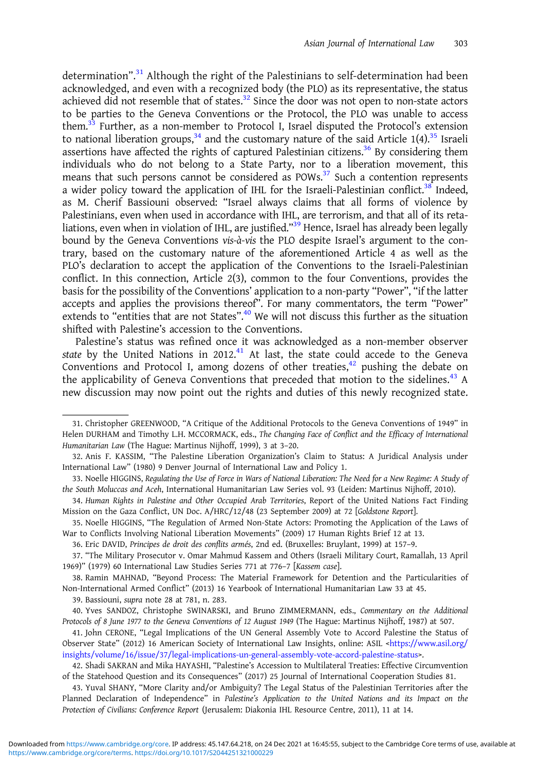determination".[31] Although the right of the Palestinians to self-determination had been acknowledged, and even with a recognized body (the PLO) as its representative, the status achieved did not resemble that of states.[32] Since the door was not open to non-state actors to be parties to the Geneva Conventions or the Protocol, the PLO was unable to access them.[33] Further, as a non-member to Protocol I, Israel disputed the Protocol's extension to national liberation groups,[34] and the customary nature of the said Article 1(4).[35] Israeli assertions have affected the rights of captured Palestinian citizens.[36] By considering them individuals who do not belong to a State Party, nor to a liberation movement, this means that such persons cannot be considered as POWs.[37] Such a contention represents a wider policy toward the application of IHL for the Israeli-Palestinian conflict.[38] Indeed, as M. Cherif Bassiouni observed: "Israel always claims that all forms of violence by Palestinians, even when used in accordance with IHL, are terrorism, and that all of its retaliations, even when in violation of IHL, are justified."[39] Hence, Israel has already been legally bound by the Geneva Conventions *vis-à-vis* the PLO despite Israel's argument to the contrary, based on the customary nature of the aforementioned Article 4 as well as the PLO's declaration to accept the application of the Conventions to the Israeli-Palestinian conflict. In this connection, Article 2(3), common to the four Conventions, provides the basis for the possibility of the Conventions' application to a non-party "Power", "if the latter accepts and applies the provisions thereof". For many commentators, the term "Power" extends to "entities that are not States".[40] We will not discuss this further as the situation shifted with Palestine's accession to the Conventions.

Palestine's status was refined once it was acknowledged as a non-member observer *state* by the United Nations in 2012.[41] At last, the state could accede to the Geneva Conventions and Protocol I, among dozens of other treaties,[42] pushing the debate on the applicability of Geneva Conventions that preceded that motion to the sidelines.[43] A new discussion may now point out the rights and duties of this newly recognized state.

31. Christopher GREENWOOD, "A Critique of the Additional Protocols to the Geneva Conventions of 1949" in Helen DURHAM and Timothy L.H. MCCORMACK, eds., *The Changing Face of Conflict and the Efficacy of International Humanitarian Law* (The Hague: Martinus Nijhoff, 1999), 3 at 3–20.

32. Anis F. KASSIM, "The Palestine Liberation Organization's Claim to Status: A Juridical Analysis under International Law" (1980) 9 Denver Journal of International Law and Policy 1.

33. Noelle HIGGINS, *Regulating the Use of Force in Wars of National Liberation: The Need for a New Regime: A Study of the South Moluccas and Aceh*, International Humanitarian Law Series vol. 93 (Leiden: Martinus Nijhoff, 2010).

34. *Human Rights in Palestine and Other Occupied Arab Territories*, Report of the United Nations Fact Finding Mission on the Gaza Conflict, UN Doc. A/HRC/12/48 (23 September 2009) at 72 [*Goldstone Report*].

35. Noelle HIGGINS, "The Regulation of Armed Non-State Actors: Promoting the Application of the Laws of War to Conflicts Involving National Liberation Movements" (2009) 17 Human Rights Brief 12 at 13.

36. Eric DAVID, *Principes de droit des conflits armés*, 2nd ed. (Bruxelles: Bruylant, 1999) at 157–9.

37. "The Military Prosecutor v. Omar Mahmud Kassem and Others (Israeli Military Court, Ramallah, 13 April 1969)" (1979) 60 International Law Studies Series 771 at 776–7 [*Kassem case*].

38. Ramin MAHNAD, "Beyond Process: The Material Framework for Detention and the Particularities of Non-International Armed Conflict" (2013) 16 Yearbook of International Humanitarian Law 33 at 45.

39. Bassiouni, *supra* note 28 at 781, n. 283.

40. Yves SANDOZ, Christophe SWINARSKI, and Bruno ZIMMERMANN, eds., *Commentary on the Additional Protocols of 8 June 1977 to the Geneva Conventions of 12 August 1949* (The Hague: Martinus Nijhoff, 1987) at 507.

41. John CERONE, "Legal Implications of the UN General Assembly Vote to Accord Palestine the Status of Observer State" (2012) 16 American Society of International Law Insights, online: ASIL <https://www.asil.org/insights/volume/16/issue/37/legal-implications-un-general-assembly-vote-accord-palestine-status>.

42. Shadi SAKRAN and Mika HAYASHI, "Palestine's Accession to Multilateral Treaties: Effective Circumvention of the Statehood Question and its Consequences" (2017) 25 Journal of International Cooperation Studies 81.

43. Yuval SHANY, "More Clarity and/or Ambiguity? The Legal Status of the Palestinian Territories after the Planned Declaration of Independence" in *Palestine's Application to the United Nations and its Impact on the Protection of Civilians: Conference Report* (Jerusalem: Diakonia IHL Resource Centre, 2011), 11 at 14.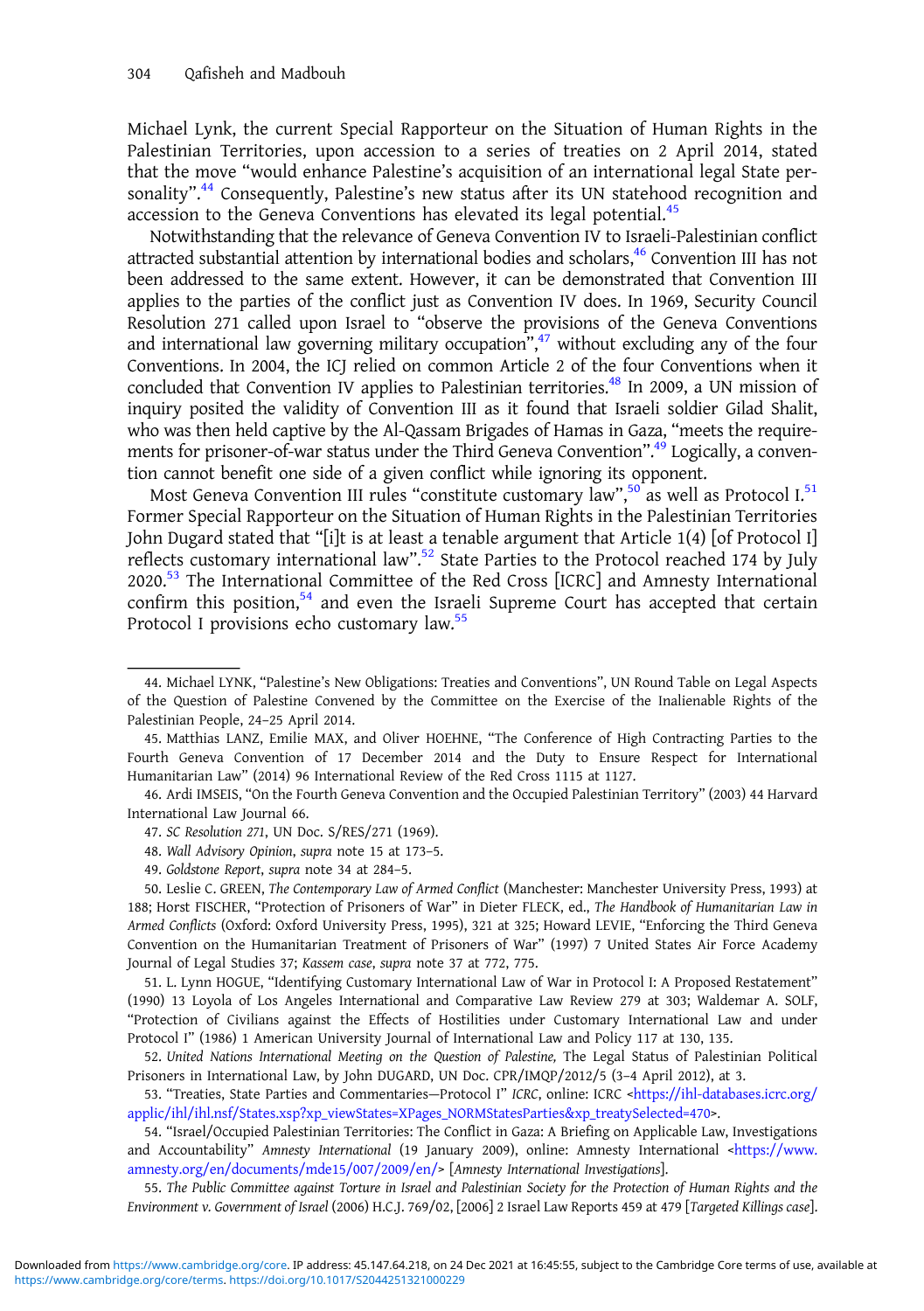Michael Lynk, the current Special Rapporteur on the Situation of Human Rights in the Palestinian Territories, upon accession to a series of treaties on 2 April 2014, stated that the move "would enhance Palestine's acquisition of an international legal State personality".[44] Consequently, Palestine's new status after its UN statehood recognition and accession to the Geneva Conventions has elevated its legal potential.[45]

Notwithstanding that the relevance of Geneva Convention IV to Israeli-Palestinian conflict attracted substantial attention by international bodies and scholars,[46] Convention III has not been addressed to the same extent. However, it can be demonstrated that Convention III applies to the parties of the conflict just as Convention IV does. In 1969, Security Council Resolution 271 called upon Israel to "observe the provisions of the Geneva Conventions and international law governing military occupation",[47] without excluding any of the four Conventions. In 2004, the ICJ relied on common Article 2 of the four Conventions when it concluded that Convention IV applies to Palestinian territories.[48] In 2009, a UN mission of inquiry posited the validity of Convention III as it found that Israeli soldier Gilad Shalit, who was then held captive by the Al-Qassam Brigades of Hamas in Gaza, "meets the requirements for prisoner-of-war status under the Third Geneva Convention".[49] Logically, a convention cannot benefit one side of a given conflict while ignoring its opponent.

Most Geneva Convention III rules "constitute customary law",[50] as well as Protocol I.[51] Former Special Rapporteur on the Situation of Human Rights in the Palestinian Territories John Dugard stated that "[i]t is at least a tenable argument that Article 1(4) [of Protocol I] reflects customary international law".[52] State Parties to the Protocol reached 174 by July 2020.[53] The International Committee of the Red Cross [ICRC] and Amnesty International confirm this position,[54] and even the Israeli Supreme Court has accepted that certain Protocol I provisions echo customary law.[55]

---

44. Michael LYNK, "Palestine's New Obligations: Treaties and Conventions", UN Round Table on Legal Aspects of the Question of Palestine Convened by the Committee on the Exercise of the Inalienable Rights of the Palestinian People, 24–25 April 2014.

45. Matthias LANZ, Emilie MAX, and Oliver HOEHNE, "The Conference of High Contracting Parties to the Fourth Geneva Convention of 17 December 2014 and the Duty to Ensure Respect for International Humanitarian Law" (2014) 96 International Review of the Red Cross 1115 at 1127.

46. Ardi IMSEIS, "On the Fourth Geneva Convention and the Occupied Palestinian Territory" (2003) 44 Harvard International Law Journal 66.

47. *SC Resolution 271*, UN Doc. S/RES/271 (1969).

48. *Wall Advisory Opinion*, *supra* note 15 at 173–5.

49. *Goldstone Report*, *supra* note 34 at 284–5.

50. Leslie C. GREEN, *The Contemporary Law of Armed Conflict* (Manchester: Manchester University Press, 1993) at 188; Horst FISCHER, "Protection of Prisoners of War" in Dieter FLECK, ed., *The Handbook of Humanitarian Law in Armed Conflicts* (Oxford: Oxford University Press, 1995), 321 at 325; Howard LEVIE, "Enforcing the Third Geneva Convention on the Humanitarian Treatment of Prisoners of War" (1997) 7 United States Air Force Academy Journal of Legal Studies 37; *Kassem case*, *supra* note 37 at 772, 775.

51. L. Lynn HOGUE, "Identifying Customary International Law of War in Protocol I: A Proposed Restatement" (1990) 13 Loyola of Los Angeles International and Comparative Law Review 279 at 303; Waldemar A. SOLF, "Protection of Civilians against the Effects of Hostilities under Customary International Law and under Protocol I" (1986) 1 American University Journal of International Law and Policy 117 at 130, 135.

52. *United Nations International Meeting on the Question of Palestine,* The Legal Status of Palestinian Political Prisoners in International Law, by John DUGARD, UN Doc. CPR/IMQP/2012/5 (3–4 April 2012), at 3.

53. "Treaties, State Parties and Commentaries—Protocol I" *ICRC*, online: ICRC <https://ihl-databases.icrc.org/applic/ihl/ihl.nsf/States.xsp?xp_viewStates=XPages_NORMStatesParties&xp_treatySelected=470>.

54. "Israel/Occupied Palestinian Territories: The Conflict in Gaza: A Briefing on Applicable Law, Investigations and Accountability" *Amnesty International* (19 January 2009), online: Amnesty International <https://www.amnesty.org/en/documents/mde15/007/2009/en/> [*Amnesty International Investigations*].

55. *The Public Committee against Torture in Israel and Palestinian Society for the Protection of Human Rights and the Environment v. Government of Israel* (2006) H.C.J. 769/02, [2006] 2 Israel Law Reports 459 at 479 [*Targeted Killings case*].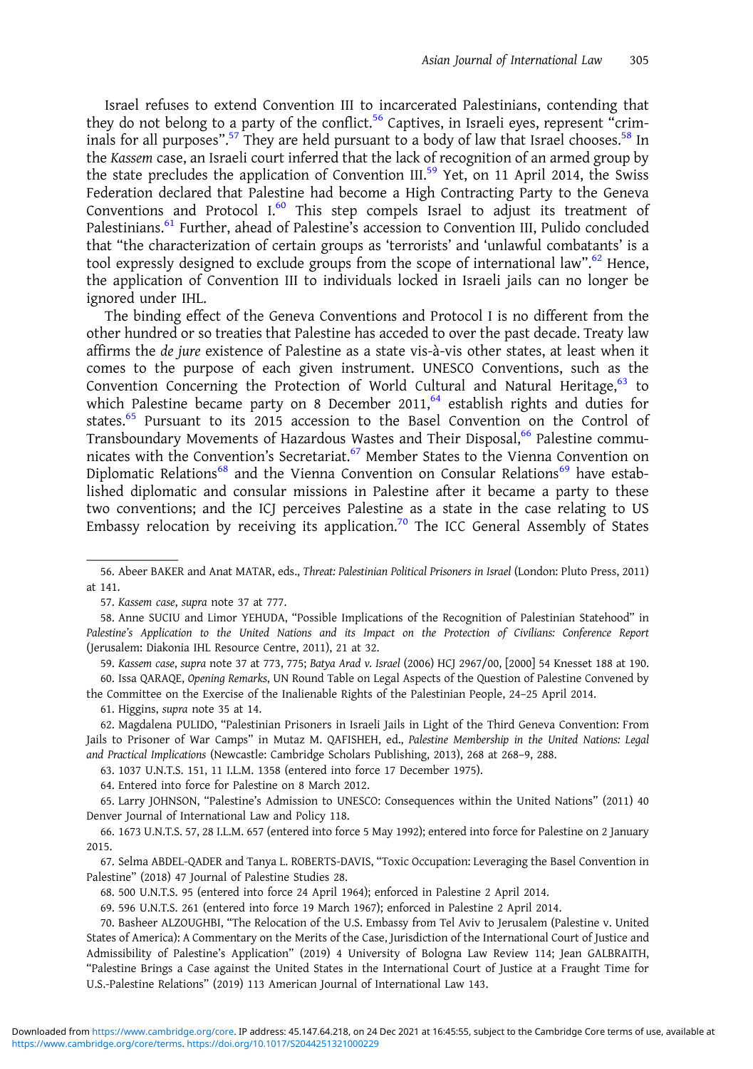Israel refuses to extend Convention III to incarcerated Palestinians, contending that they do not belong to a party of the conflict.[56] Captives, in Israeli eyes, represent "criminals for all purposes".[57] They are held pursuant to a body of law that Israel chooses.[58] In the *Kassem* case, an Israeli court inferred that the lack of recognition of an armed group by the state precludes the application of Convention III.[59] Yet, on 11 April 2014, the Swiss Federation declared that Palestine had become a High Contracting Party to the Geneva Conventions and Protocol I.[60] This step compels Israel to adjust its treatment of Palestinians.[61] Further, ahead of Palestine's accession to Convention III, Pulido concluded that "the characterization of certain groups as 'terrorists' and 'unlawful combatants' is a tool expressly designed to exclude groups from the scope of international law".[62] Hence, the application of Convention III to individuals locked in Israeli jails can no longer be ignored under IHL.

The binding effect of the Geneva Conventions and Protocol I is no different from the other hundred or so treaties that Palestine has acceded to over the past decade. Treaty law affirms the *de jure* existence of Palestine as a state vis-à-vis other states, at least when it comes to the purpose of each given instrument. UNESCO Conventions, such as the Convention Concerning the Protection of World Cultural and Natural Heritage,[63] to which Palestine became party on 8 December 2011,[64] establish rights and duties for states.[65] Pursuant to its 2015 accession to the Basel Convention on the Control of Transboundary Movements of Hazardous Wastes and Their Disposal,[66] Palestine communicates with the Convention's Secretariat.[67] Member States to the Vienna Convention on Diplomatic Relations[68] and the Vienna Convention on Consular Relations[69] have established diplomatic and consular missions in Palestine after it became a party to these two conventions; and the ICJ perceives Palestine as a state in the case relating to US Embassy relocation by receiving its application.[70] The ICC General Assembly of States

---

56. Abeer BAKER and Anat MATAR, eds., *Threat: Palestinian Political Prisoners in Israel* (London: Pluto Press, 2011) at 141.

57. *Kassem case*, *supra* note 37 at 777.

58. Anne SUCIU and Limor YEHUDA, "Possible Implications of the Recognition of Palestinian Statehood" in *Palestine's Application to the United Nations and its Impact on the Protection of Civilians: Conference Report* (Jerusalem: Diakonia IHL Resource Centre, 2011), 21 at 32.

59. *Kassem case*, *supra* note 37 at 773, 775; *Batya Arad v. Israel* (2006) HCJ 2967/00, [2000] 54 Knesset 188 at 190.

60. Issa QARAQE, *Opening Remarks*, UN Round Table on Legal Aspects of the Question of Palestine Convened by the Committee on the Exercise of the Inalienable Rights of the Palestinian People, 24–25 April 2014.

61. Higgins, *supra* note 35 at 14.

62. Magdalena PULIDO, "Palestinian Prisoners in Israeli Jails in Light of the Third Geneva Convention: From Jails to Prisoner of War Camps" in Mutaz M. QAFISHEH, ed., *Palestine Membership in the United Nations: Legal and Practical Implications* (Newcastle: Cambridge Scholars Publishing, 2013), 268 at 268–9, 288.

63. 1037 U.N.T.S. 151, 11 I.L.M. 1358 (entered into force 17 December 1975).

64. Entered into force for Palestine on 8 March 2012.

65. Larry JOHNSON, "Palestine's Admission to UNESCO: Consequences within the United Nations" (2011) 40 Denver Journal of International Law and Policy 118.

66. 1673 U.N.T.S. 57, 28 I.L.M. 657 (entered into force 5 May 1992); entered into force for Palestine on 2 January 2015.

67. Selma ABDEL-QADER and Tanya L. ROBERTS-DAVIS, "Toxic Occupation: Leveraging the Basel Convention in Palestine" (2018) 47 Journal of Palestine Studies 28.

68. 500 U.N.T.S. 95 (entered into force 24 April 1964); enforced in Palestine 2 April 2014.

69. 596 U.N.T.S. 261 (entered into force 19 March 1967); enforced in Palestine 2 April 2014.

70. Basheer ALZOUGHBI, "The Relocation of the U.S. Embassy from Tel Aviv to Jerusalem (Palestine v. United States of America): A Commentary on the Merits of the Case, Jurisdiction of the International Court of Justice and Admissibility of Palestine's Application" (2019) 4 University of Bologna Law Review 114; Jean GALBRAITH, "Palestine Brings a Case against the United States in the International Court of Justice at a Fraught Time for U.S.-Palestine Relations" (2019) 113 American Journal of International Law 143.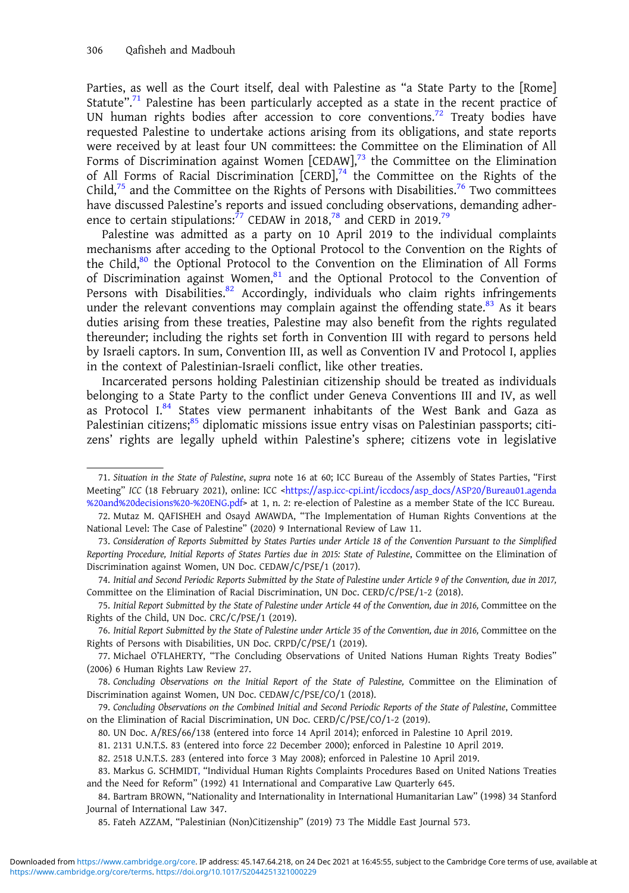Parties, as well as the Court itself, deal with Palestine as "a State Party to the [Rome] Statute".[71] Palestine has been particularly accepted as a state in the recent practice of UN human rights bodies after accession to core conventions.[72] Treaty bodies have requested Palestine to undertake actions arising from its obligations, and state reports were received by at least four UN committees: the Committee on the Elimination of All Forms of Discrimination against Women [CEDAW],[73] the Committee on the Elimination of All Forms of Racial Discrimination [CERD],[74] the Committee on the Rights of the Child,[75] and the Committee on the Rights of Persons with Disabilities.[76] Two committees have discussed Palestine's reports and issued concluding observations, demanding adherence to certain stipulations:[77] CEDAW in 2018,[78] and CERD in 2019.[79]

Palestine was admitted as a party on 10 April 2019 to the individual complaints mechanisms after acceding to the Optional Protocol to the Convention on the Rights of the Child,[80] the Optional Protocol to the Convention on the Elimination of All Forms of Discrimination against Women,[81] and the Optional Protocol to the Convention of Persons with Disabilities.[82] Accordingly, individuals who claim rights infringements under the relevant conventions may complain against the offending state.[83] As it bears duties arising from these treaties, Palestine may also benefit from the rights regulated thereunder; including the rights set forth in Convention III with regard to persons held by Israeli captors. In sum, Convention III, as well as Convention IV and Protocol I, applies in the context of Palestinian-Israeli conflict, like other treaties.

Incarcerated persons holding Palestinian citizenship should be treated as individuals belonging to a State Party to the conflict under Geneva Conventions III and IV, as well as Protocol I.[84] States view permanent inhabitants of the West Bank and Gaza as Palestinian citizens;[85] diplomatic missions issue entry visas on Palestinian passports; citizens' rights are legally upheld within Palestine's sphere; citizens vote in legislative

---

71. *Situation in the State of Palestine*, *supra* note 16 at 60; ICC Bureau of the Assembly of States Parties, "First Meeting" *ICC* (18 February 2021), online: ICC <https://asp.icc-cpi.int/iccdocs/asp_docs/ASP20/Bureau01.agenda%20and%20decisions%20-%20ENG.pdf> at 1, n. 2: re-election of Palestine as a member State of the ICC Bureau.

72. Mutaz M. QAFISHEH and Osayd AWAWDA, "The Implementation of Human Rights Conventions at the National Level: The Case of Palestine" (2020) 9 International Review of Law 11.

73. *Consideration of Reports Submitted by States Parties under Article 18 of the Convention Pursuant to the Simplified Reporting Procedure, Initial Reports of States Parties due in 2015: State of Palestine*, Committee on the Elimination of Discrimination against Women, UN Doc. CEDAW/C/PSE/1 (2017).

74. *Initial and Second Periodic Reports Submitted by the State of Palestine under Article 9 of the Convention, due in 2017*, Committee on the Elimination of Racial Discrimination, UN Doc. CERD/C/PSE/1-2 (2018).

75. *Initial Report Submitted by the State of Palestine under Article 44 of the Convention, due in 2016*, Committee on the Rights of the Child, UN Doc. CRC/C/PSE/1 (2019).

76. *Initial Report Submitted by the State of Palestine under Article 35 of the Convention, due in 2016*, Committee on the Rights of Persons with Disabilities, UN Doc. CRPD/C/PSE/1 (2019).

77. Michael O'FLAHERTY, "The Concluding Observations of United Nations Human Rights Treaty Bodies" (2006) 6 Human Rights Law Review 27.

78. *Concluding Observations on the Initial Report of the State of Palestine*, Committee on the Elimination of Discrimination against Women, UN Doc. CEDAW/C/PSE/CO/1 (2018).

79. *Concluding Observations on the Combined Initial and Second Periodic Reports of the State of Palestine*, Committee on the Elimination of Racial Discrimination, UN Doc. CERD/C/PSE/CO/1-2 (2019).

80. UN Doc. A/RES/66/138 (entered into force 14 April 2014); enforced in Palestine 10 April 2019.

81. 2131 U.N.T.S. 83 (entered into force 22 December 2000); enforced in Palestine 10 April 2019.

82. 2518 U.N.T.S. 283 (entered into force 3 May 2008); enforced in Palestine 10 April 2019.

83. Markus G. SCHMIDT, "Individual Human Rights Complaints Procedures Based on United Nations Treaties and the Need for Reform" (1992) 41 International and Comparative Law Quarterly 645.

84. Bartram BROWN, "Nationality and Internationality in International Humanitarian Law" (1998) 34 Stanford Journal of International Law 347.

85. Fateh AZZAM, "Palestinian (Non)Citizenship" (2019) 73 The Middle East Journal 573.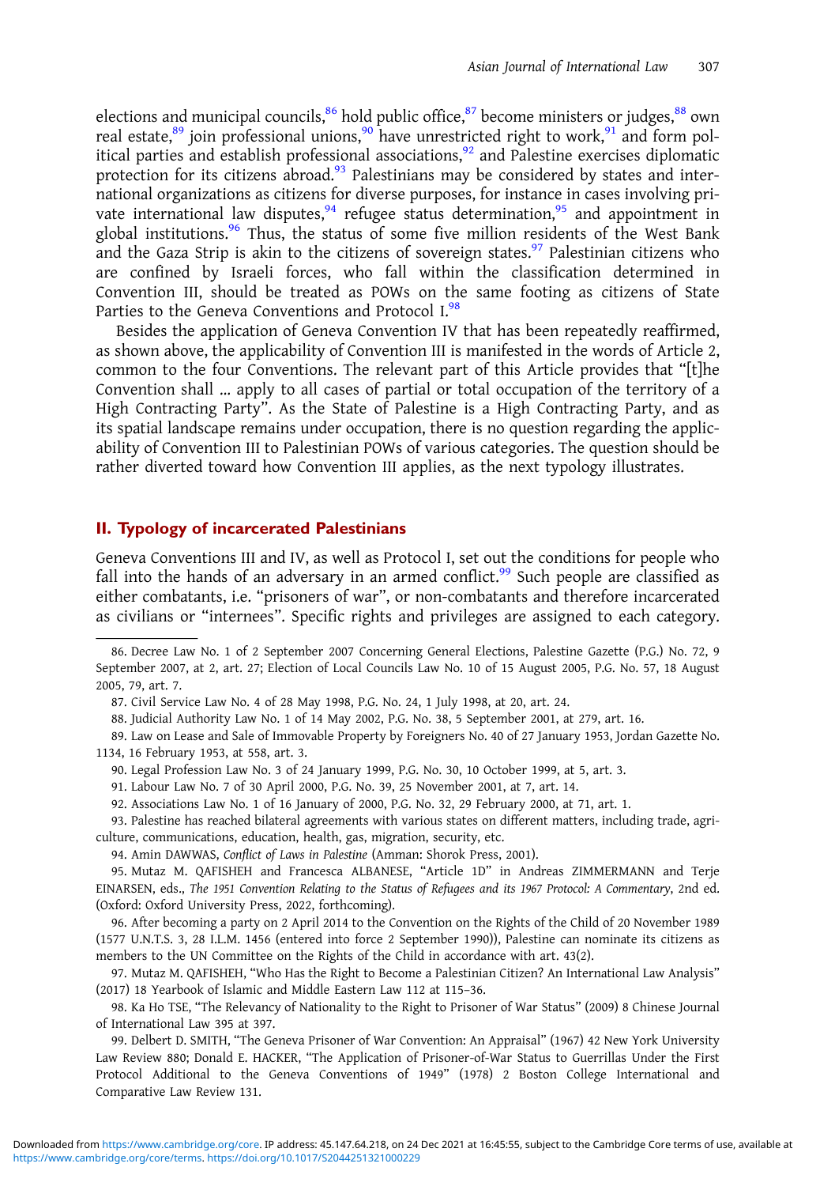elections and municipal councils,[86] hold public office,[87] become ministers or judges,[88] own real estate,[89] join professional unions,[90] have unrestricted right to work,[91] and form political parties and establish professional associations,[92] and Palestine exercises diplomatic protection for its citizens abroad.[93] Palestinians may be considered by states and international organizations as citizens for diverse purposes, for instance in cases involving private international law disputes,[94] refugee status determination,[95] and appointment in global institutions.[96] Thus, the status of some five million residents of the West Bank and the Gaza Strip is akin to the citizens of sovereign states.[97] Palestinian citizens who are confined by Israeli forces, who fall within the classification determined in Convention III, should be treated as POWs on the same footing as citizens of State Parties to the Geneva Conventions and Protocol I.[98]

Besides the application of Geneva Convention IV that has been repeatedly reaffirmed, as shown above, the applicability of Convention III is manifested in the words of Article 2, common to the four Conventions. The relevant part of this Article provides that "[t]he Convention shall … apply to all cases of partial or total occupation of the territory of a High Contracting Party". As the State of Palestine is a High Contracting Party, and as its spatial landscape remains under occupation, there is no question regarding the applicability of Convention III to Palestinian POWs of various categories. The question should be rather diverted toward how Convention III applies, as the next typology illustrates.

## II. Typology of incarcerated Palestinians

Geneva Conventions III and IV, as well as Protocol I, set out the conditions for people who fall into the hands of an adversary in an armed conflict.[99] Such people are classified as either combatants, i.e. "prisoners of war", or non-combatants and therefore incarcerated as civilians or "internees". Specific rights and privileges are assigned to each category.

---

86. Decree Law No. 1 of 2 September 2007 Concerning General Elections, Palestine Gazette (P.G.) No. 72, 9 September 2007, at 2, art. 27; Election of Local Councils Law No. 10 of 15 August 2005, P.G. No. 57, 18 August 2005, 79, art. 7.

87. Civil Service Law No. 4 of 28 May 1998, P.G. No. 24, 1 July 1998, at 20, art. 24.

88. Judicial Authority Law No. 1 of 14 May 2002, P.G. No. 38, 5 September 2001, at 279, art. 16.

89. Law on Lease and Sale of Immovable Property by Foreigners No. 40 of 27 January 1953, Jordan Gazette No. 1134, 16 February 1953, at 558, art. 3.

90. Legal Profession Law No. 3 of 24 January 1999, P.G. No. 30, 10 October 1999, at 5, art. 3.

91. Labour Law No. 7 of 30 April 2000, P.G. No. 39, 25 November 2001, at 7, art. 14.

92. Associations Law No. 1 of 16 January of 2000, P.G. No. 32, 29 February 2000, at 71, art. 1.

93. Palestine has reached bilateral agreements with various states on different matters, including trade, agriculture, communications, education, health, gas, migration, security, etc.

94. Amin DAWWAS, *Conflict of Laws in Palestine* (Amman: Shorok Press, 2001).

95. Mutaz M. QAFISHEH and Francesca ALBANESE, "Article 1D" in Andreas ZIMMERMANN and Terje EINARSEN, eds., *The 1951 Convention Relating to the Status of Refugees and its 1967 Protocol: A Commentary*, 2nd ed. (Oxford: Oxford University Press, 2022, forthcoming).

96. After becoming a party on 2 April 2014 to the Convention on the Rights of the Child of 20 November 1989 (1577 U.N.T.S. 3, 28 I.L.M. 1456 (entered into force 2 September 1990)), Palestine can nominate its citizens as members to the UN Committee on the Rights of the Child in accordance with art. 43(2).

97. Mutaz M. QAFISHEH, "Who Has the Right to Become a Palestinian Citizen? An International Law Analysis" (2017) 18 Yearbook of Islamic and Middle Eastern Law 112 at 115–36.

98. Ka Ho TSE, "The Relevancy of Nationality to the Right to Prisoner of War Status" (2009) 8 Chinese Journal of International Law 395 at 397.

99. Delbert D. SMITH, "The Geneva Prisoner of War Convention: An Appraisal" (1967) 42 New York University Law Review 880; Donald E. HACKER, "The Application of Prisoner-of-War Status to Guerrillas Under the First Protocol Additional to the Geneva Conventions of 1949" (1978) 2 Boston College International and Comparative Law Review 131.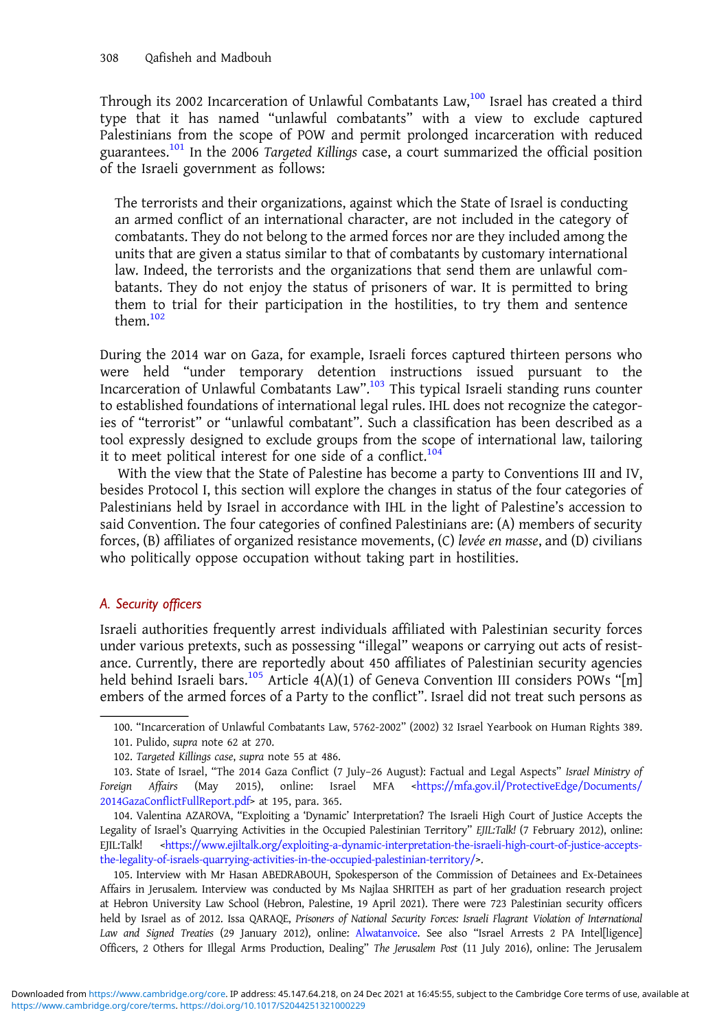Through its 2002 Incarceration of Unlawful Combatants Law,[100] Israel has created a third type that it has named "unlawful combatants" with a view to exclude captured Palestinians from the scope of POW and permit prolonged incarceration with reduced guarantees.[101] In the 2006 *Targeted Killings* case, a court summarized the official position of the Israeli government as follows:

> The terrorists and their organizations, against which the State of Israel is conducting an armed conflict of an international character, are not included in the category of combatants. They do not belong to the armed forces nor are they included among the units that are given a status similar to that of combatants by customary international law. Indeed, the terrorists and the organizations that send them are unlawful combatants. They do not enjoy the status of prisoners of war. It is permitted to bring them to trial for their participation in the hostilities, to try them and sentence them.[102]

During the 2014 war on Gaza, for example, Israeli forces captured thirteen persons who were held "under temporary detention instructions issued pursuant to the Incarceration of Unlawful Combatants Law".[103] This typical Israeli standing runs counter to established foundations of international legal rules. IHL does not recognize the categories of "terrorist" or "unlawful combatant". Such a classification has been described as a tool expressly designed to exclude groups from the scope of international law, tailoring it to meet political interest for one side of a conflict.[104]

With the view that the State of Palestine has become a party to Conventions III and IV, besides Protocol I, this section will explore the changes in status of the four categories of Palestinians held by Israel in accordance with IHL in the light of Palestine's accession to said Convention. The four categories of confined Palestinians are: (A) members of security forces, (B) affiliates of organized resistance movements, (C) *levée en masse*, and (D) civilians who politically oppose occupation without taking part in hostilities.

### *A. Security officers*

Israeli authorities frequently arrest individuals affiliated with Palestinian security forces under various pretexts, such as possessing "illegal" weapons or carrying out acts of resistance. Currently, there are reportedly about 450 affiliates of Palestinian security agencies held behind Israeli bars.[105] Article 4(A)(1) of Geneva Convention III considers POWs "[m]embers of the armed forces of a Party to the conflict". Israel did not treat such persons as

100. "Incarceration of Unlawful Combatants Law, 5762-2002" (2002) 32 Israel Yearbook on Human Rights 389.

101. Pulido, *supra* note 62 at 270.

102. *Targeted Killings case*, *supra* note 55 at 486.

103. State of Israel, "The 2014 Gaza Conflict (7 July–26 August): Factual and Legal Aspects" *Israel Ministry of Foreign Affairs* (May 2015), online: Israel MFA <https://mfa.gov.il/ProtectiveEdge/Documents/2014GazaConflictFullReport.pdf> at 195, para. 365.

104. Valentina AZAROVA, "Exploiting a 'Dynamic' Interpretation? The Israeli High Court of Justice Accepts the Legality of Israel's Quarrying Activities in the Occupied Palestinian Territory" *EJIL:Talk!* (7 February 2012), online: EJIL:Talk! <https://www.ejiltalk.org/exploiting-a-dynamic-interpretation-the-israeli-high-court-of-justice-accepts-the-legality-of-israels-quarrying-activities-in-the-occupied-palestinian-territory/>.

105. Interview with Mr Hasan ABEDRABOUH, Spokesperson of the Commission of Detainees and Ex-Detainees Affairs in Jerusalem. Interview was conducted by Ms Najlaa SHRITEH as part of her graduation research project at Hebron University Law School (Hebron, Palestine, 19 April 2021). There were 723 Palestinian security officers held by Israel as of 2012. Issa QARAQE, *Prisoners of National Security Forces: Israeli Flagrant Violation of International Law and Signed Treaties* (29 January 2012), online: Alwatanvoice. See also "Israel Arrests 2 PA Intel[ligence] Officers, 2 Others for Illegal Arms Production, Dealing" *The Jerusalem Post* (11 July 2016), online: The Jerusalem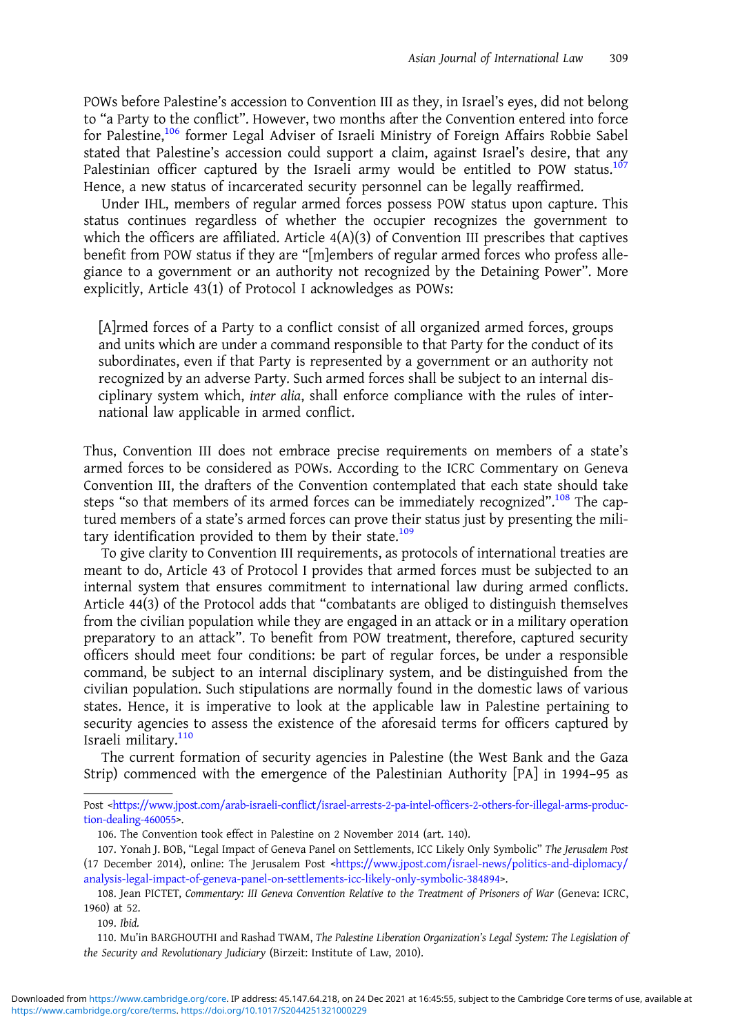POWs before Palestine's accession to Convention III as they, in Israel's eyes, did not belong to "a Party to the conflict". However, two months after the Convention entered into force for Palestine,[106] former Legal Adviser of Israeli Ministry of Foreign Affairs Robbie Sabel stated that Palestine's accession could support a claim, against Israel's desire, that any Palestinian officer captured by the Israeli army would be entitled to POW status.[107] Hence, a new status of incarcerated security personnel can be legally reaffirmed.

Under IHL, members of regular armed forces possess POW status upon capture. This status continues regardless of whether the occupier recognizes the government to which the officers are affiliated. Article 4(A)(3) of Convention III prescribes that captives benefit from POW status if they are "[m]embers of regular armed forces who profess allegiance to a government or an authority not recognized by the Detaining Power". More explicitly, Article 43(1) of Protocol I acknowledges as POWs:

> [A]rmed forces of a Party to a conflict consist of all organized armed forces, groups and units which are under a command responsible to that Party for the conduct of its subordinates, even if that Party is represented by a government or an authority not recognized by an adverse Party. Such armed forces shall be subject to an internal disciplinary system which, *inter alia*, shall enforce compliance with the rules of international law applicable in armed conflict.

Thus, Convention III does not embrace precise requirements on members of a state's armed forces to be considered as POWs. According to the ICRC Commentary on Geneva Convention III, the drafters of the Convention contemplated that each state should take steps "so that members of its armed forces can be immediately recognized".[108] The captured members of a state's armed forces can prove their status just by presenting the military identification provided to them by their state.[109]

To give clarity to Convention III requirements, as protocols of international treaties are meant to do, Article 43 of Protocol I provides that armed forces must be subjected to an internal system that ensures commitment to international law during armed conflicts. Article 44(3) of the Protocol adds that "combatants are obliged to distinguish themselves from the civilian population while they are engaged in an attack or in a military operation preparatory to an attack". To benefit from POW treatment, therefore, captured security officers should meet four conditions: be part of regular forces, be under a responsible command, be subject to an internal disciplinary system, and be distinguished from the civilian population. Such stipulations are normally found in the domestic laws of various states. Hence, it is imperative to look at the applicable law in Palestine pertaining to security agencies to assess the existence of the aforesaid terms for officers captured by Israeli military.[110]

The current formation of security agencies in Palestine (the West Bank and the Gaza Strip) commenced with the emergence of the Palestinian Authority [PA] in 1994–95 as

---

Post <https://www.jpost.com/arab-israeli-conflict/israel-arrests-2-pa-intel-officers-2-others-for-illegal-arms-production-dealing-460055>.

106. The Convention took effect in Palestine on 2 November 2014 (art. 140).

107. Yonah J. BOB, "Legal Impact of Geneva Panel on Settlements, ICC Likely Only Symbolic" *The Jerusalem Post* (17 December 2014), online: The Jerusalem Post <https://www.jpost.com/israel-news/politics-and-diplomacy/analysis-legal-impact-of-geneva-panel-on-settlements-icc-likely-only-symbolic-384894>.

108. Jean PICTET, *Commentary: III Geneva Convention Relative to the Treatment of Prisoners of War* (Geneva: ICRC, 1960) at 52.

109. *Ibid.*

110. Mu'in BARGHOUTHI and Rashad TWAM, *The Palestine Liberation Organization's Legal System: The Legislation of the Security and Revolutionary Judiciary* (Birzeit: Institute of Law, 2010).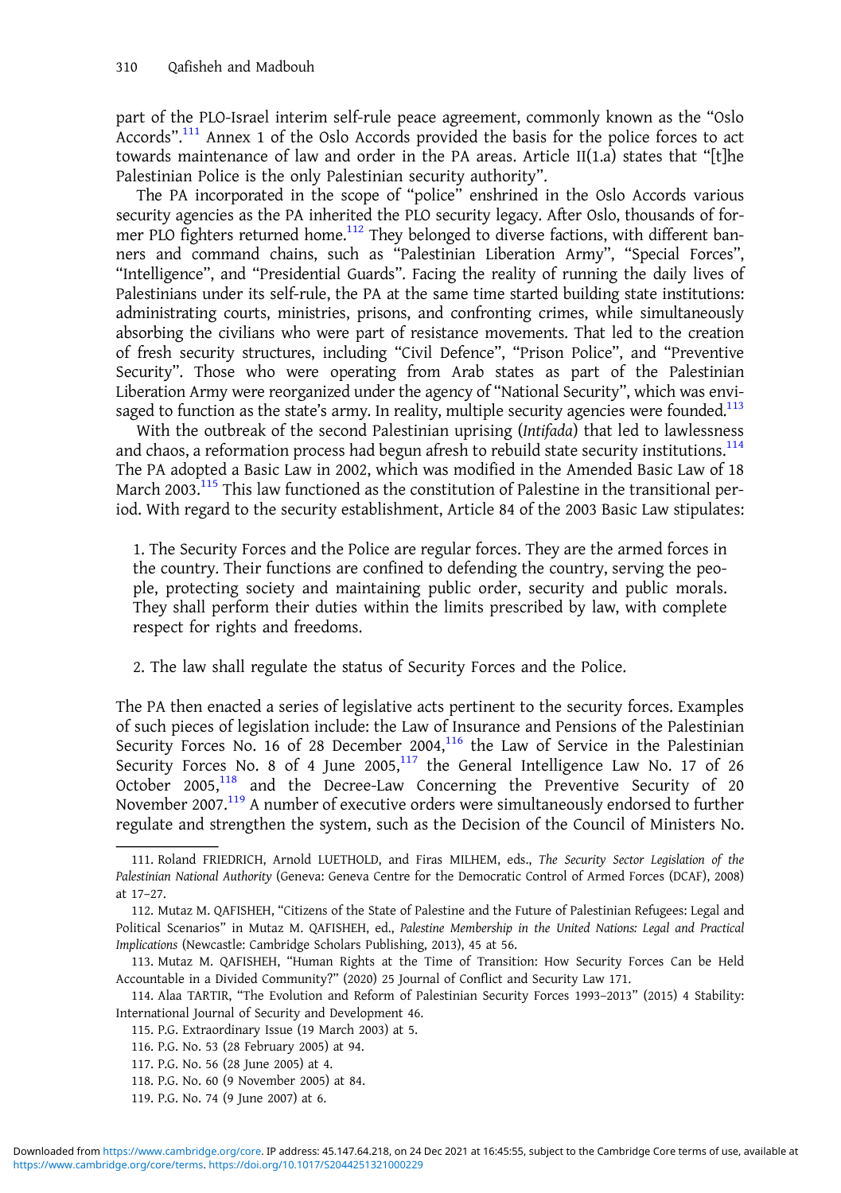part of the PLO-Israel interim self-rule peace agreement, commonly known as the "Oslo Accords".[111] Annex 1 of the Oslo Accords provided the basis for the police forces to act towards maintenance of law and order in the PA areas. Article II(1.a) states that "[t]he Palestinian Police is the only Palestinian security authority".

The PA incorporated in the scope of "police" enshrined in the Oslo Accords various security agencies as the PA inherited the PLO security legacy. After Oslo, thousands of former PLO fighters returned home.[112] They belonged to diverse factions, with different banners and command chains, such as "Palestinian Liberation Army", "Special Forces", "Intelligence", and "Presidential Guards". Facing the reality of running the daily lives of Palestinians under its self-rule, the PA at the same time started building state institutions: administrating courts, ministries, prisons, and confronting crimes, while simultaneously absorbing the civilians who were part of resistance movements. That led to the creation of fresh security structures, including "Civil Defence", "Prison Police", and "Preventive Security". Those who were operating from Arab states as part of the Palestinian Liberation Army were reorganized under the agency of "National Security", which was envisaged to function as the state's army. In reality, multiple security agencies were founded.[113]

With the outbreak of the second Palestinian uprising (*Intifada*) that led to lawlessness and chaos, a reformation process had begun afresh to rebuild state security institutions.[114] The PA adopted a Basic Law in 2002, which was modified in the Amended Basic Law of 18 March 2003.[115] This law functioned as the constitution of Palestine in the transitional period. With regard to the security establishment, Article 84 of the 2003 Basic Law stipulates:

> 1. The Security Forces and the Police are regular forces. They are the armed forces in the country. Their functions are confined to defending the country, serving the people, protecting society and maintaining public order, security and public morals. They shall perform their duties within the limits prescribed by law, with complete respect for rights and freedoms.
>
> 2. The law shall regulate the status of Security Forces and the Police.

The PA then enacted a series of legislative acts pertinent to the security forces. Examples of such pieces of legislation include: the Law of Insurance and Pensions of the Palestinian Security Forces No. 16 of 28 December 2004,[116] the Law of Service in the Palestinian Security Forces No. 8 of 4 June 2005,[117] the General Intelligence Law No. 17 of 26 October 2005,[118] and the Decree-Law Concerning the Preventive Security of 20 November 2007.[119] A number of executive orders were simultaneously endorsed to further regulate and strengthen the system, such as the Decision of the Council of Ministers No.

---

111. Roland FRIEDRICH, Arnold LUETHOLD, and Firas MILHEM, eds., *The Security Sector Legislation of the Palestinian National Authority* (Geneva: Geneva Centre for the Democratic Control of Armed Forces (DCAF), 2008) at 17–27.

112. Mutaz M. QAFISHEH, "Citizens of the State of Palestine and the Future of Palestinian Refugees: Legal and Political Scenarios" in Mutaz M. QAFISHEH, ed., *Palestine Membership in the United Nations: Legal and Practical Implications* (Newcastle: Cambridge Scholars Publishing, 2013), 45 at 56.

113. Mutaz M. QAFISHEH, "Human Rights at the Time of Transition: How Security Forces Can be Held Accountable in a Divided Community?" (2020) 25 Journal of Conflict and Security Law 171.

114. Alaa TARTIR, "The Evolution and Reform of Palestinian Security Forces 1993–2013" (2015) 4 Stability: International Journal of Security and Development 46.

115. P.G. Extraordinary Issue (19 March 2003) at 5.

116. P.G. No. 53 (28 February 2005) at 94.

117. P.G. No. 56 (28 June 2005) at 4.

118. P.G. No. 60 (9 November 2005) at 84.

119. P.G. No. 74 (9 June 2007) at 6.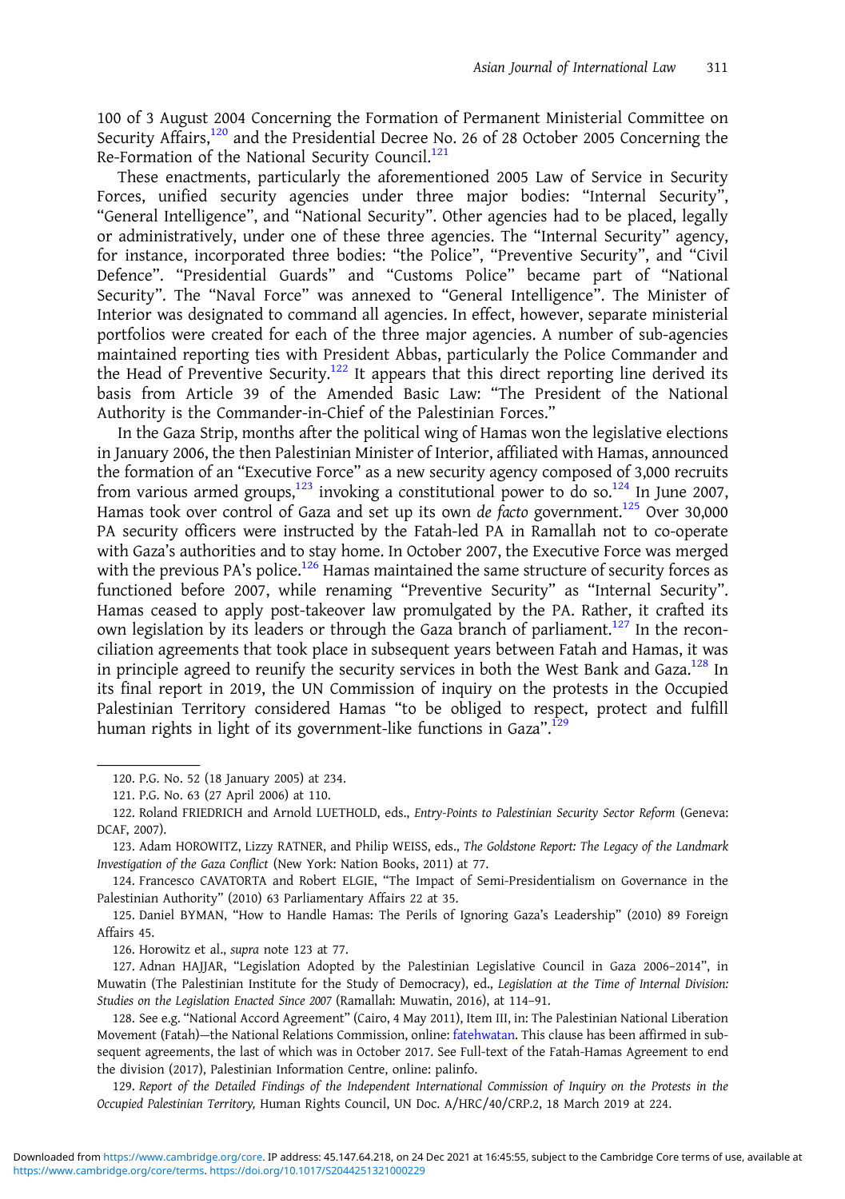100 of 3 August 2004 Concerning the Formation of Permanent Ministerial Committee on Security Affairs,[120] and the Presidential Decree No. 26 of 28 October 2005 Concerning the Re-Formation of the National Security Council.[121]

These enactments, particularly the aforementioned 2005 Law of Service in Security Forces, unified security agencies under three major bodies: "Internal Security", "General Intelligence", and "National Security". Other agencies had to be placed, legally or administratively, under one of these three agencies. The "Internal Security" agency, for instance, incorporated three bodies: "the Police", "Preventive Security", and "Civil Defence". "Presidential Guards" and "Customs Police" became part of "National Security". The "Naval Force" was annexed to "General Intelligence". The Minister of Interior was designated to command all agencies. In effect, however, separate ministerial portfolios were created for each of the three major agencies. A number of sub-agencies maintained reporting ties with President Abbas, particularly the Police Commander and the Head of Preventive Security.[122] It appears that this direct reporting line derived its basis from Article 39 of the Amended Basic Law: "The President of the National Authority is the Commander-in-Chief of the Palestinian Forces."

In the Gaza Strip, months after the political wing of Hamas won the legislative elections in January 2006, the then Palestinian Minister of Interior, affiliated with Hamas, announced the formation of an "Executive Force" as a new security agency composed of 3,000 recruits from various armed groups,[123] invoking a constitutional power to do so.[124] In June 2007, Hamas took over control of Gaza and set up its own *de facto* government.[125] Over 30,000 PA security officers were instructed by the Fatah-led PA in Ramallah not to co-operate with Gaza's authorities and to stay home. In October 2007, the Executive Force was merged with the previous PA's police.[126] Hamas maintained the same structure of security forces as functioned before 2007, while renaming "Preventive Security" as "Internal Security". Hamas ceased to apply post-takeover law promulgated by the PA. Rather, it crafted its own legislation by its leaders or through the Gaza branch of parliament.[127] In the reconciliation agreements that took place in subsequent years between Fatah and Hamas, it was in principle agreed to reunify the security services in both the West Bank and Gaza.[128] In its final report in 2019, the UN Commission of inquiry on the protests in the Occupied Palestinian Territory considered Hamas "to be obliged to respect, protect and fulfill human rights in light of its government-like functions in Gaza".[129]

---

120. P.G. No. 52 (18 January 2005) at 234.

121. P.G. No. 63 (27 April 2006) at 110.

122. Roland FRIEDRICH and Arnold LUETHOLD, eds., *Entry-Points to Palestinian Security Sector Reform* (Geneva: DCAF, 2007).

123. Adam HOROWITZ, Lizzy RATNER, and Philip WEISS, eds., *The Goldstone Report: The Legacy of the Landmark Investigation of the Gaza Conflict* (New York: Nation Books, 2011) at 77.

124. Francesco CAVATORTA and Robert ELGIE, "The Impact of Semi-Presidentialism on Governance in the Palestinian Authority" (2010) 63 Parliamentary Affairs 22 at 35.

125. Daniel BYMAN, "How to Handle Hamas: The Perils of Ignoring Gaza's Leadership" (2010) 89 Foreign Affairs 45.

126. Horowitz et al., *supra* note 123 at 77.

127. Adnan HAJJAR, "Legislation Adopted by the Palestinian Legislative Council in Gaza 2006–2014", in Muwatin (The Palestinian Institute for the Study of Democracy), ed., *Legislation at the Time of Internal Division: Studies on the Legislation Enacted Since 2007* (Ramallah: Muwatin, 2016), at 114–91.

128. See e.g. "National Accord Agreement" (Cairo, 4 May 2011), Item III, in: The Palestinian National Liberation Movement (Fatah)—the National Relations Commission, online: fatehwatan. This clause has been affirmed in subsequent agreements, the last of which was in October 2017. See Full-text of the Fatah-Hamas Agreement to end the division (2017), Palestinian Information Centre, online: palinfo.

129. *Report of the Detailed Findings of the Independent International Commission of Inquiry on the Protests in the Occupied Palestinian Territory,* Human Rights Council, UN Doc. A/HRC/40/CRP.2, 18 March 2019 at 224.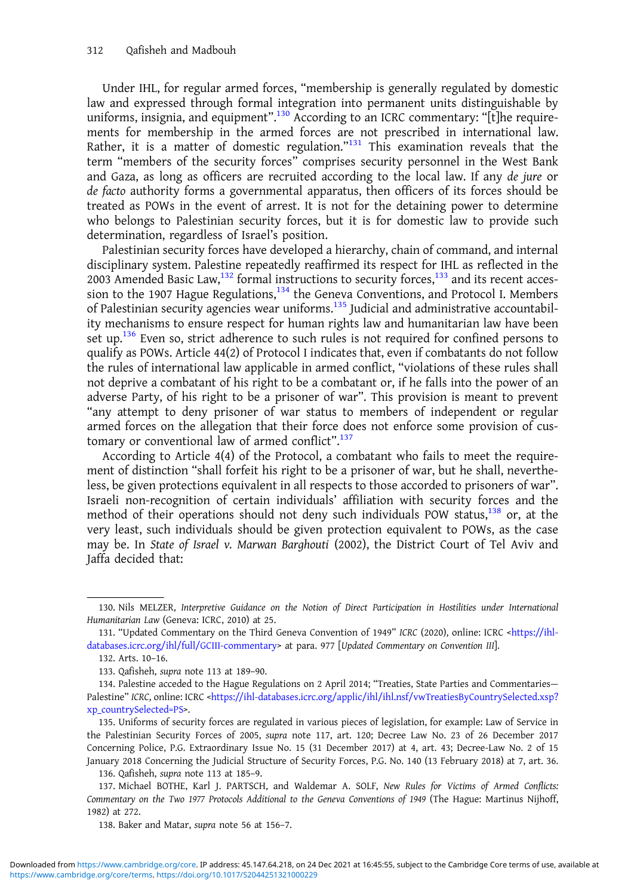Under IHL, for regular armed forces, "membership is generally regulated by domestic law and expressed through formal integration into permanent units distinguishable by uniforms, insignia, and equipment".[130] According to an ICRC commentary: "[t]he requirements for membership in the armed forces are not prescribed in international law. Rather, it is a matter of domestic regulation."[131] This examination reveals that the term "members of the security forces" comprises security personnel in the West Bank and Gaza, as long as officers are recruited according to the local law. If any *de jure* or *de facto* authority forms a governmental apparatus, then officers of its forces should be treated as POWs in the event of arrest. It is not for the detaining power to determine who belongs to Palestinian security forces, but it is for domestic law to provide such determination, regardless of Israel's position.

Palestinian security forces have developed a hierarchy, chain of command, and internal disciplinary system. Palestine repeatedly reaffirmed its respect for IHL as reflected in the 2003 Amended Basic Law,[132] formal instructions to security forces,[133] and its recent accession to the 1907 Hague Regulations,[134] the Geneva Conventions, and Protocol I. Members of Palestinian security agencies wear uniforms.[135] Judicial and administrative accountability mechanisms to ensure respect for human rights law and humanitarian law have been set up.[136] Even so, strict adherence to such rules is not required for confined persons to qualify as POWs. Article 44(2) of Protocol I indicates that, even if combatants do not follow the rules of international law applicable in armed conflict, "violations of these rules shall not deprive a combatant of his right to be a combatant or, if he falls into the power of an adverse Party, of his right to be a prisoner of war". This provision is meant to prevent "any attempt to deny prisoner of war status to members of independent or regular armed forces on the allegation that their force does not enforce some provision of customary or conventional law of armed conflict".[137]

According to Article 4(4) of the Protocol, a combatant who fails to meet the requirement of distinction "shall forfeit his right to be a prisoner of war, but he shall, nevertheless, be given protections equivalent in all respects to those accorded to prisoners of war". Israeli non-recognition of certain individuals' affiliation with security forces and the method of their operations should not deny such individuals POW status,[138] or, at the very least, such individuals should be given protection equivalent to POWs, as the case may be. In *State of Israel v. Marwan Barghouti* (2002), the District Court of Tel Aviv and Jaffa decided that:

---

130. Nils MELZER, *Interpretive Guidance on the Notion of Direct Participation in Hostilities under International Humanitarian Law* (Geneva: ICRC, 2010) at 25.

131. "Updated Commentary on the Third Geneva Convention of 1949" *ICRC* (2020), online: ICRC <https://ihl-databases.icrc.org/ihl/full/GCIII-commentary> at para. 977 [*Updated Commentary on Convention III*].

132. Arts. 10–16.

133. Qafisheh, *supra* note 113 at 189–90.

134. Palestine acceded to the Hague Regulations on 2 April 2014; "Treaties, State Parties and Commentaries—Palestine" *ICRC*, online: ICRC <https://ihl-databases.icrc.org/applic/ihl/ihl.nsf/vwTreatiesByCountrySelected.xsp?xp_countrySelected=PS>.

135. Uniforms of security forces are regulated in various pieces of legislation, for example: Law of Service in the Palestinian Security Forces of 2005, *supra* note 117, art. 120; Decree Law No. 23 of 26 December 2017 Concerning Police, P.G. Extraordinary Issue No. 15 (31 December 2017) at 4, art. 43; Decree-Law No. 2 of 15 January 2018 Concerning the Judicial Structure of Security Forces, P.G. No. 140 (13 February 2018) at 7, art. 36.

136. Qafisheh, *supra* note 113 at 185–9.

137. Michael BOTHE, Karl J. PARTSCH, and Waldemar A. SOLF, *New Rules for Victims of Armed Conflicts: Commentary on the Two 1977 Protocols Additional to the Geneva Conventions of 1949* (The Hague: Martinus Nijhoff, 1982) at 272.

138. Baker and Matar, *supra* note 56 at 156–7.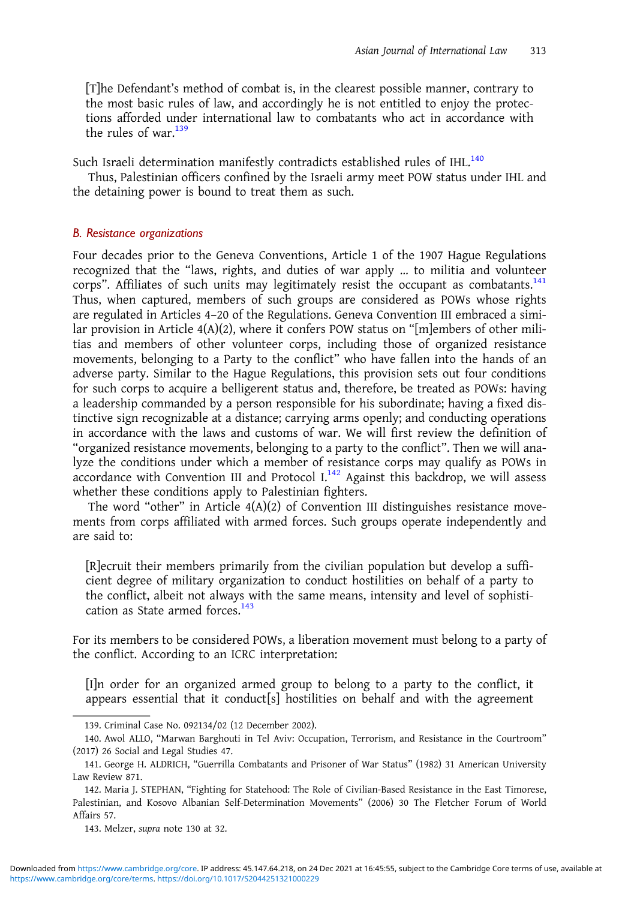> [T]he Defendant's method of combat is, in the clearest possible manner, contrary to the most basic rules of law, and accordingly he is not entitled to enjoy the protections afforded under international law to combatants who act in accordance with the rules of war.[139]

Such Israeli determination manifestly contradicts established rules of IHL.[140]

Thus, Palestinian officers confined by the Israeli army meet POW status under IHL and the detaining power is bound to treat them as such.

### *B. Resistance organizations*

Four decades prior to the Geneva Conventions, Article 1 of the 1907 Hague Regulations recognized that the "laws, rights, and duties of war apply … to militia and volunteer corps". Affiliates of such units may legitimately resist the occupant as combatants.[141] Thus, when captured, members of such groups are considered as POWs whose rights are regulated in Articles 4–20 of the Regulations. Geneva Convention III embraced a similar provision in Article 4(A)(2), where it confers POW status on "[m]embers of other militias and members of other volunteer corps, including those of organized resistance movements, belonging to a Party to the conflict" who have fallen into the hands of an adverse party. Similar to the Hague Regulations, this provision sets out four conditions for such corps to acquire a belligerent status and, therefore, be treated as POWs: having a leadership commanded by a person responsible for his subordinate; having a fixed distinctive sign recognizable at a distance; carrying arms openly; and conducting operations in accordance with the laws and customs of war. We will first review the definition of "organized resistance movements, belonging to a party to the conflict". Then we will analyze the conditions under which a member of resistance corps may qualify as POWs in accordance with Convention III and Protocol I.[142] Against this backdrop, we will assess whether these conditions apply to Palestinian fighters.

The word "other" in Article 4(A)(2) of Convention III distinguishes resistance movements from corps affiliated with armed forces. Such groups operate independently and are said to:

> [R]ecruit their members primarily from the civilian population but develop a sufficient degree of military organization to conduct hostilities on behalf of a party to the conflict, albeit not always with the same means, intensity and level of sophistication as State armed forces.[143]

For its members to be considered POWs, a liberation movement must belong to a party of the conflict. According to an ICRC interpretation:

> [I]n order for an organized armed group to belong to a party to the conflict, it appears essential that it conduct[s] hostilities on behalf and with the agreement

139. Criminal Case No. 092134/02 (12 December 2002).

140. Awol ALLO, "Marwan Barghouti in Tel Aviv: Occupation, Terrorism, and Resistance in the Courtroom" (2017) 26 Social and Legal Studies 47.

141. George H. ALDRICH, "Guerrilla Combatants and Prisoner of War Status" (1982) 31 American University Law Review 871.

142. Maria J. STEPHAN, "Fighting for Statehood: The Role of Civilian-Based Resistance in the East Timorese, Palestinian, and Kosovo Albanian Self-Determination Movements" (2006) 30 The Fletcher Forum of World Affairs 57.

143. Melzer, *supra* note 130 at 32.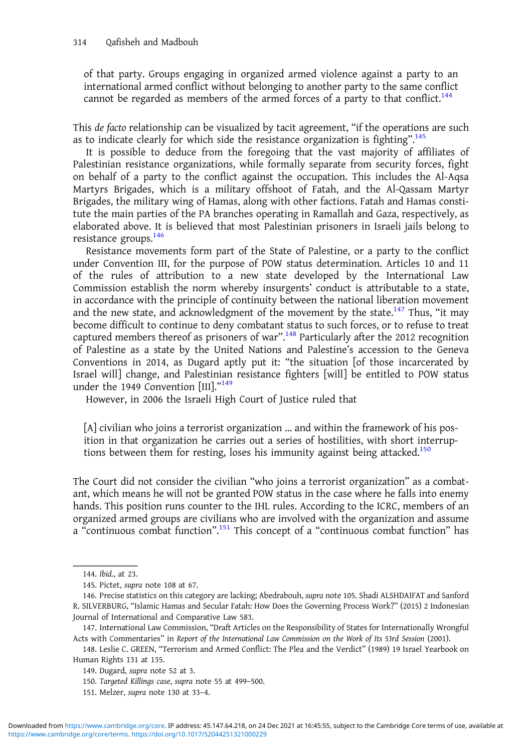> of that party. Groups engaging in organized armed violence against a party to an international armed conflict without belonging to another party to the same conflict cannot be regarded as members of the armed forces of a party to that conflict.[144]

This *de facto* relationship can be visualized by tacit agreement, "if the operations are such as to indicate clearly for which side the resistance organization is fighting".[145]

It is possible to deduce from the foregoing that the vast majority of affiliates of Palestinian resistance organizations, while formally separate from security forces, fight on behalf of a party to the conflict against the occupation. This includes the Al-Aqsa Martyrs Brigades, which is a military offshoot of Fatah, and the Al-Qassam Martyr Brigades, the military wing of Hamas, along with other factions. Fatah and Hamas constitute the main parties of the PA branches operating in Ramallah and Gaza, respectively, as elaborated above. It is believed that most Palestinian prisoners in Israeli jails belong to resistance groups.[146]

Resistance movements form part of the State of Palestine, or a party to the conflict under Convention III, for the purpose of POW status determination. Articles 10 and 11 of the rules of attribution to a new state developed by the International Law Commission establish the norm whereby insurgents' conduct is attributable to a state, in accordance with the principle of continuity between the national liberation movement and the new state, and acknowledgment of the movement by the state.[147] Thus, "it may become difficult to continue to deny combatant status to such forces, or to refuse to treat captured members thereof as prisoners of war".[148] Particularly after the 2012 recognition of Palestine as a state by the United Nations and Palestine's accession to the Geneva Conventions in 2014, as Dugard aptly put it: "the situation [of those incarcerated by Israel will] change, and Palestinian resistance fighters [will] be entitled to POW status under the 1949 Convention [III]."[149]

However, in 2006 the Israeli High Court of Justice ruled that

> [A] civilian who joins a terrorist organization … and within the framework of his position in that organization he carries out a series of hostilities, with short interruptions between them for resting, loses his immunity against being attacked.[150]

The Court did not consider the civilian "who joins a terrorist organization" as a combatant, which means he will not be granted POW status in the case where he falls into enemy hands. This position runs counter to the IHL rules. According to the ICRC, members of an organized armed groups are civilians who are involved with the organization and assume a "continuous combat function".[151] This concept of a "continuous combat function" has

---

144. *Ibid.*, at 23.

145. Pictet, *supra* note 108 at 67.

146. Precise statistics on this category are lacking; Abedrabouh, *supra* note 105. Shadi ALSHDAIFAT and Sanford R. SILVERBURG, "Islamic Hamas and Secular Fatah: How Does the Governing Process Work?" (2015) 2 Indonesian Journal of International and Comparative Law 583.

147. International Law Commission, "Draft Articles on the Responsibility of States for Internationally Wrongful Acts with Commentaries" in *Report of the International Law Commission on the Work of Its 53rd Session* (2001).

148. Leslie C. GREEN, "Terrorism and Armed Conflict: The Plea and the Verdict" (1989) 19 Israel Yearbook on Human Rights 131 at 135.

149. Dugard, *supra* note 52 at 3.

150. *Targeted Killings case*, *supra* note 55 at 499–500.

151. Melzer, *supra* note 130 at 33–4.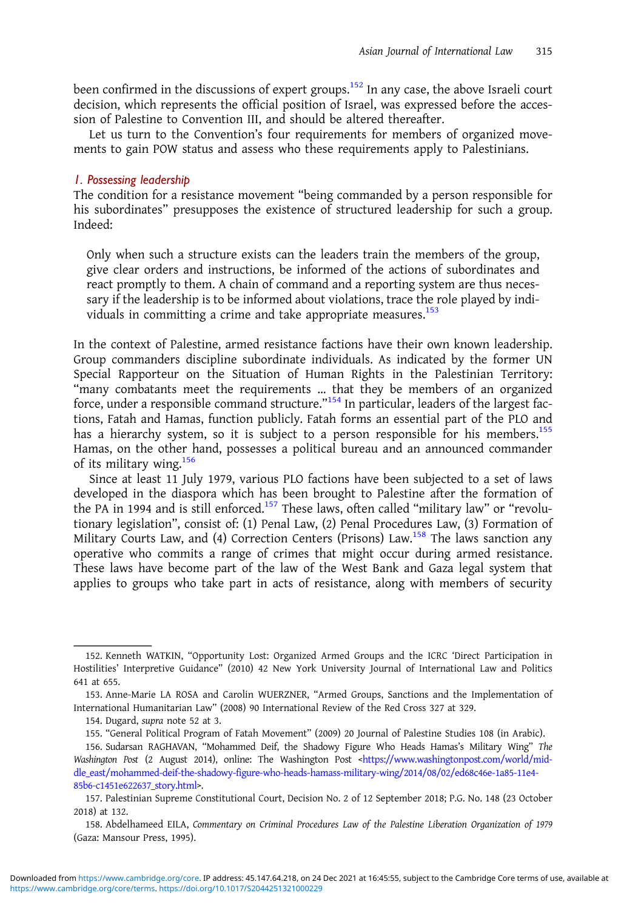been confirmed in the discussions of expert groups.[152] In any case, the above Israeli court decision, which represents the official position of Israel, was expressed before the accession of Palestine to Convention III, and should be altered thereafter.

Let us turn to the Convention's four requirements for members of organized movements to gain POW status and assess who these requirements apply to Palestinians.

### 1. Possessing leadership

The condition for a resistance movement "being commanded by a person responsible for his subordinates" presupposes the existence of structured leadership for such a group. Indeed:

> Only when such a structure exists can the leaders train the members of the group, give clear orders and instructions, be informed of the actions of subordinates and react promptly to them. A chain of command and a reporting system are thus necessary if the leadership is to be informed about violations, trace the role played by individuals in committing a crime and take appropriate measures.[153]

In the context of Palestine, armed resistance factions have their own known leadership. Group commanders discipline subordinate individuals. As indicated by the former UN Special Rapporteur on the Situation of Human Rights in the Palestinian Territory: "many combatants meet the requirements … that they be members of an organized force, under a responsible command structure."[154] In particular, leaders of the largest factions, Fatah and Hamas, function publicly. Fatah forms an essential part of the PLO and has a hierarchy system, so it is subject to a person responsible for his members.[155] Hamas, on the other hand, possesses a political bureau and an announced commander of its military wing.[156]

Since at least 11 July 1979, various PLO factions have been subjected to a set of laws developed in the diaspora which has been brought to Palestine after the formation of the PA in 1994 and is still enforced.[157] These laws, often called "military law" or "revolutionary legislation", consist of: (1) Penal Law, (2) Penal Procedures Law, (3) Formation of Military Courts Law, and (4) Correction Centers (Prisons) Law.[158] The laws sanction any operative who commits a range of crimes that might occur during armed resistance. These laws have become part of the law of the West Bank and Gaza legal system that applies to groups who take part in acts of resistance, along with members of security

---

152. Kenneth WATKIN, "Opportunity Lost: Organized Armed Groups and the ICRC 'Direct Participation in Hostilities' Interpretive Guidance" (2010) 42 New York University Journal of International Law and Politics 641 at 655.

153. Anne-Marie LA ROSA and Carolin WUERZNER, "Armed Groups, Sanctions and the Implementation of International Humanitarian Law" (2008) 90 International Review of the Red Cross 327 at 329.

154. Dugard, *supra* note 52 at 3.

155. "General Political Program of Fatah Movement" (2009) 20 Journal of Palestine Studies 108 (in Arabic).

156. Sudarsan RAGHAVAN, "Mohammed Deif, the Shadowy Figure Who Heads Hamas's Military Wing" *The Washington Post* (2 August 2014), online: The Washington Post <https://www.washingtonpost.com/world/middle_east/mohammed-deif-the-shadowy-figure-who-heads-hamass-military-wing/2014/08/02/ed68c46e-1a85-11e4-85b6-c1451e622637_story.html>.

157. Palestinian Supreme Constitutional Court, Decision No. 2 of 12 September 2018; P.G. No. 148 (23 October 2018) at 132.

158. Abdelhameed EILA, *Commentary on Criminal Procedures Law of the Palestine Liberation Organization of 1979* (Gaza: Mansour Press, 1995).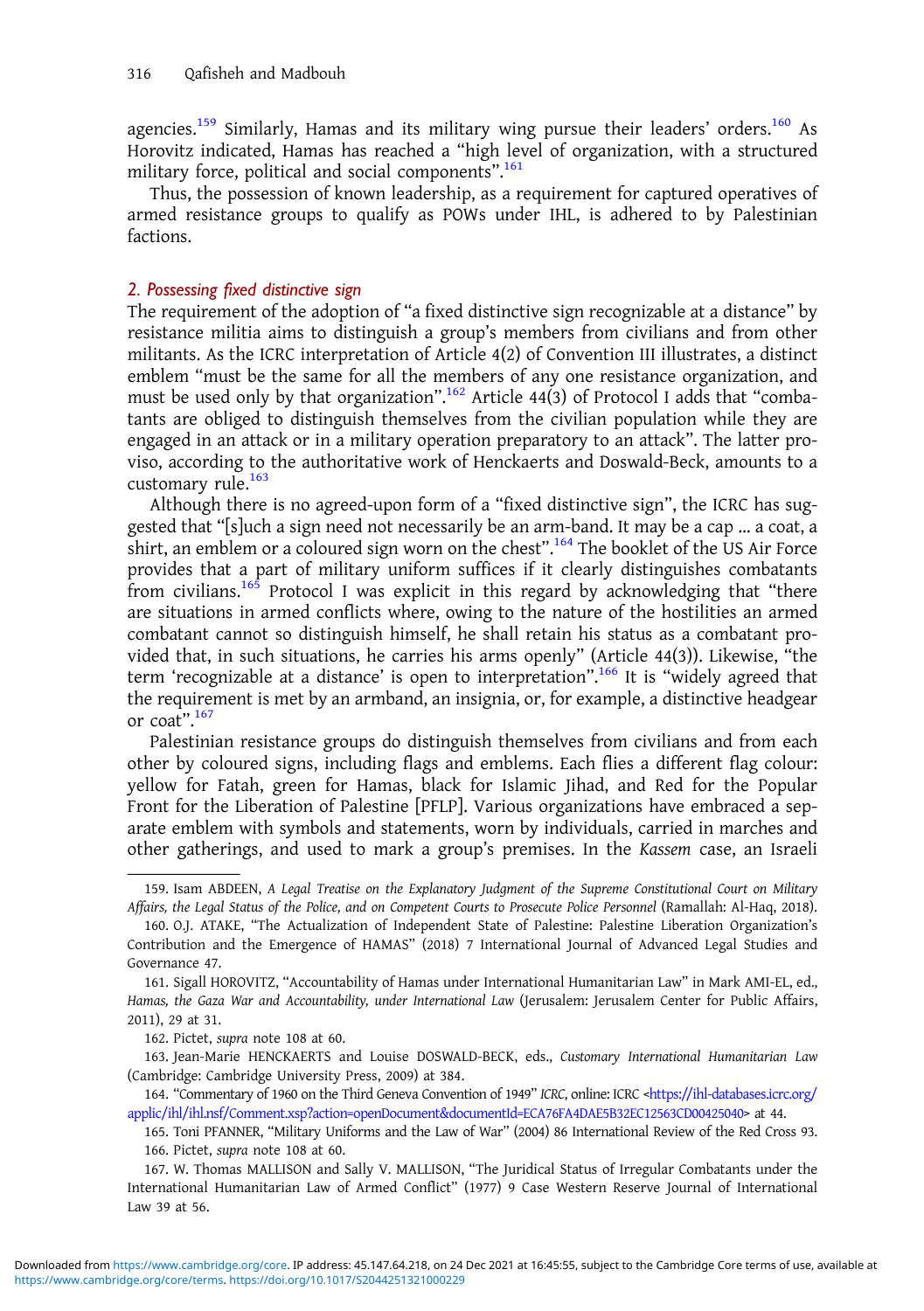agencies.[159] Similarly, Hamas and its military wing pursue their leaders' orders.[160] As Horovitz indicated, Hamas has reached a "high level of organization, with a structured military force, political and social components".[161]

Thus, the possession of known leadership, as a requirement for captured operatives of armed resistance groups to qualify as POWs under IHL, is adhered to by Palestinian factions.

### *2. Possessing fixed distinctive sign*

The requirement of the adoption of "a fixed distinctive sign recognizable at a distance" by resistance militia aims to distinguish a group's members from civilians and from other militants. As the ICRC interpretation of Article 4(2) of Convention III illustrates, a distinct emblem "must be the same for all the members of any one resistance organization, and must be used only by that organization".[162] Article 44(3) of Protocol I adds that "combatants are obliged to distinguish themselves from the civilian population while they are engaged in an attack or in a military operation preparatory to an attack". The latter proviso, according to the authoritative work of Henckaerts and Doswald-Beck, amounts to a customary rule.[163]

Although there is no agreed-upon form of a "fixed distinctive sign", the ICRC has suggested that "[s]uch a sign need not necessarily be an arm-band. It may be a cap … a coat, a shirt, an emblem or a coloured sign worn on the chest".[164] The booklet of the US Air Force provides that a part of military uniform suffices if it clearly distinguishes combatants from civilians.[165] Protocol I was explicit in this regard by acknowledging that "there are situations in armed conflicts where, owing to the nature of the hostilities an armed combatant cannot so distinguish himself, he shall retain his status as a combatant provided that, in such situations, he carries his arms openly" (Article 44(3)). Likewise, "the term 'recognizable at a distance' is open to interpretation".[166] It is "widely agreed that the requirement is met by an armband, an insignia, or, for example, a distinctive headgear or coat".[167]

Palestinian resistance groups do distinguish themselves from civilians and from each other by coloured signs, including flags and emblems. Each flies a different flag colour: yellow for Fatah, green for Hamas, black for Islamic Jihad, and Red for the Popular Front for the Liberation of Palestine [PFLP]. Various organizations have embraced a separate emblem with symbols and statements, worn by individuals, carried in marches and other gatherings, and used to mark a group's premises. In the *Kassem* case, an Israeli

---

159. Isam ABDEEN, *A Legal Treatise on the Explanatory Judgment of the Supreme Constitutional Court on Military Affairs, the Legal Status of the Police, and on Competent Courts to Prosecute Police Personnel* (Ramallah: Al-Haq, 2018).

160. O.J. ATAKE, "The Actualization of Independent State of Palestine: Palestine Liberation Organization's Contribution and the Emergence of HAMAS" (2018) 7 International Journal of Advanced Legal Studies and Governance 47.

161. Sigall HOROVITZ, "Accountability of Hamas under International Humanitarian Law" in Mark AMI-EL, ed., *Hamas, the Gaza War and Accountability, under International Law* (Jerusalem: Jerusalem Center for Public Affairs, 2011), 29 at 31.

162. Pictet, *supra* note 108 at 60.

163. Jean-Marie HENCKAERTS and Louise DOSWALD-BECK, eds., *Customary International Humanitarian Law* (Cambridge: Cambridge University Press, 2009) at 384.

164. "Commentary of 1960 on the Third Geneva Convention of 1949" *ICRC*, online: ICRC <https://ihl-databases.icrc.org/applic/ihl/ihl.nsf/Comment.xsp?action=openDocument&documentId=ECA76FA4DAE5B32EC12563CD00425040> at 44.

165. Toni PFANNER, "Military Uniforms and the Law of War" (2004) 86 International Review of the Red Cross 93.

166. Pictet, *supra* note 108 at 60.

167. W. Thomas MALLISON and Sally V. MALLISON, "The Juridical Status of Irregular Combatants under the International Humanitarian Law of Armed Conflict" (1977) 9 Case Western Reserve Journal of International Law 39 at 56.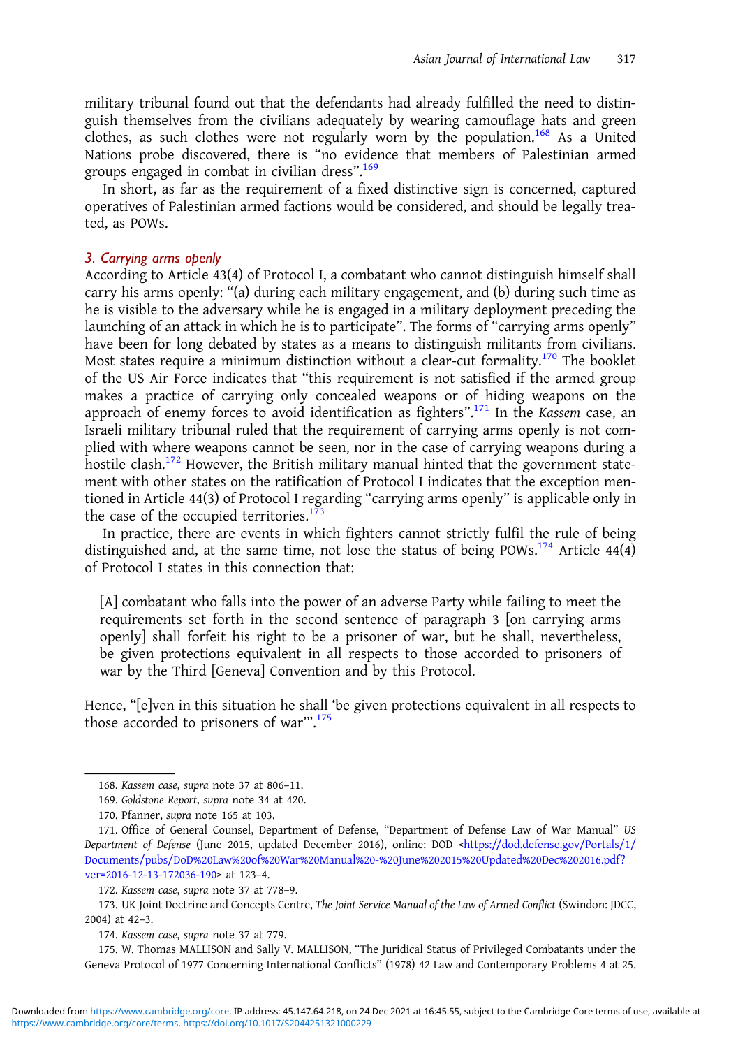military tribunal found out that the defendants had already fulfilled the need to distinguish themselves from the civilians adequately by wearing camouflage hats and green clothes, as such clothes were not regularly worn by the population.[168] As a United Nations probe discovered, there is "no evidence that members of Palestinian armed groups engaged in combat in civilian dress".[169]

In short, as far as the requirement of a fixed distinctive sign is concerned, captured operatives of Palestinian armed factions would be considered, and should be legally treated, as POWs.

### 3. Carrying arms openly

According to Article 43(4) of Protocol I, a combatant who cannot distinguish himself shall carry his arms openly: "(a) during each military engagement, and (b) during such time as he is visible to the adversary while he is engaged in a military deployment preceding the launching of an attack in which he is to participate". The forms of "carrying arms openly" have been for long debated by states as a means to distinguish militants from civilians. Most states require a minimum distinction without a clear-cut formality.[170] The booklet of the US Air Force indicates that "this requirement is not satisfied if the armed group makes a practice of carrying only concealed weapons or of hiding weapons on the approach of enemy forces to avoid identification as fighters".[171] In the *Kassem* case, an Israeli military tribunal ruled that the requirement of carrying arms openly is not complied with where weapons cannot be seen, nor in the case of carrying weapons during a hostile clash.[172] However, the British military manual hinted that the government statement with other states on the ratification of Protocol I indicates that the exception mentioned in Article 44(3) of Protocol I regarding "carrying arms openly" is applicable only in the case of the occupied territories.[173]

In practice, there are events in which fighters cannot strictly fulfil the rule of being distinguished and, at the same time, not lose the status of being POWs.[174] Article 44(4) of Protocol I states in this connection that:

> [A] combatant who falls into the power of an adverse Party while failing to meet the requirements set forth in the second sentence of paragraph 3 [on carrying arms openly] shall forfeit his right to be a prisoner of war, but he shall, nevertheless, be given protections equivalent in all respects to those accorded to prisoners of war by the Third [Geneva] Convention and by this Protocol.

Hence, "[e]ven in this situation he shall 'be given protections equivalent in all respects to those accorded to prisoners of war'".[175]

---

168. *Kassem case*, *supra* note 37 at 806–11.

169. *Goldstone Report*, *supra* note 34 at 420.

170. Pfanner, *supra* note 165 at 103.

171. Office of General Counsel, Department of Defense, "Department of Defense Law of War Manual" *US Department of Defense* (June 2015, updated December 2016), online: DOD <https://dod.defense.gov/Portals/1/Documents/pubs/DoD%20Law%20of%20War%20Manual%20-%20June%202015%20Updated%20Dec%202016.pdf?ver=2016-12-13-172036-190> at 123–4.

172. *Kassem case*, *supra* note 37 at 778–9.

173. UK Joint Doctrine and Concepts Centre, *The Joint Service Manual of the Law of Armed Conflict* (Swindon: JDCC, 2004) at 42–3.

174. *Kassem case*, *supra* note 37 at 779.

175. W. Thomas MALLISON and Sally V. MALLISON, "The Juridical Status of Privileged Combatants under the Geneva Protocol of 1977 Concerning International Conflicts" (1978) 42 Law and Contemporary Problems 4 at 25.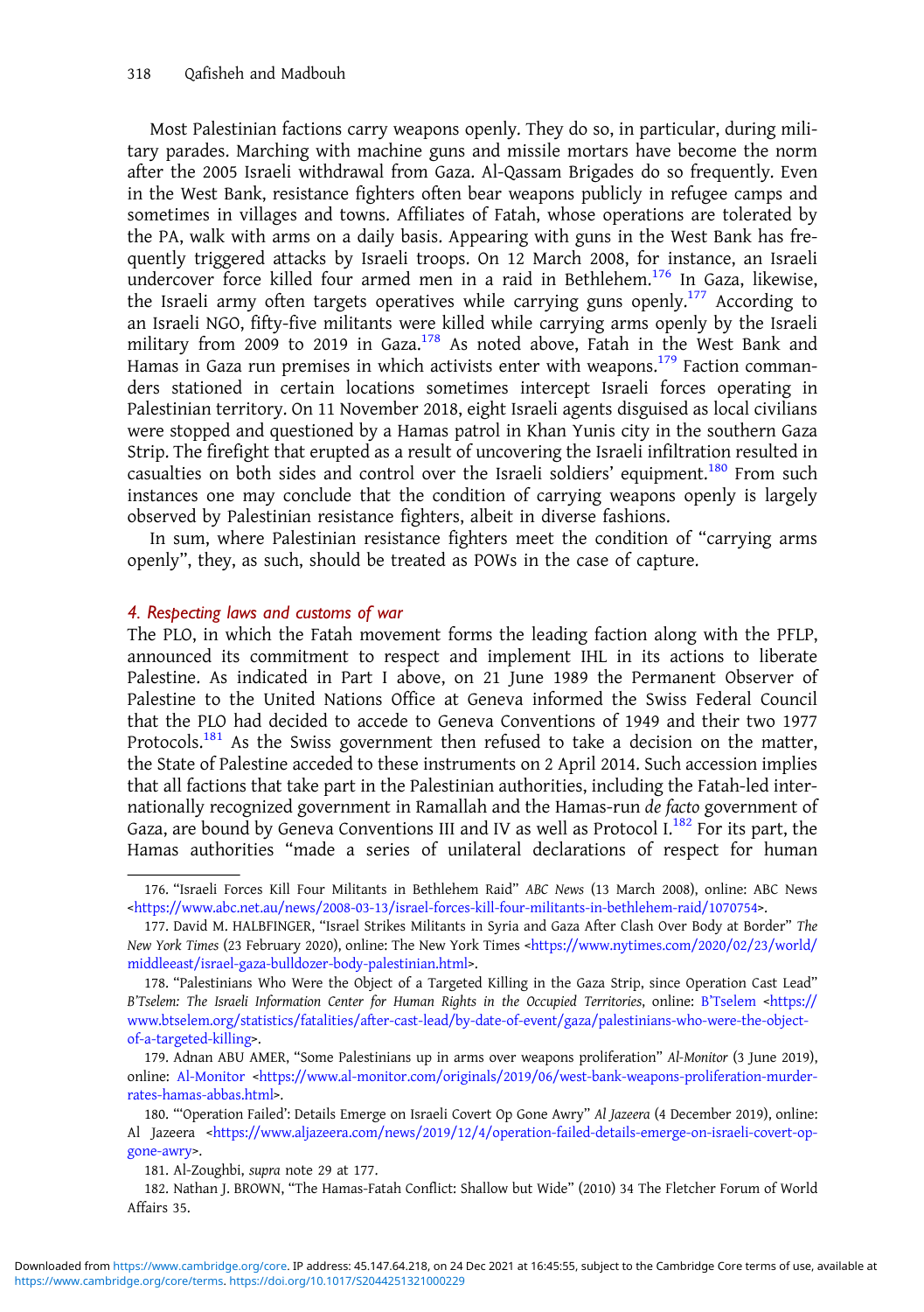Most Palestinian factions carry weapons openly. They do so, in particular, during military parades. Marching with machine guns and missile mortars have become the norm after the 2005 Israeli withdrawal from Gaza. Al-Qassam Brigades do so frequently. Even in the West Bank, resistance fighters often bear weapons publicly in refugee camps and sometimes in villages and towns. Affiliates of Fatah, whose operations are tolerated by the PA, walk with arms on a daily basis. Appearing with guns in the West Bank has frequently triggered attacks by Israeli troops. On 12 March 2008, for instance, an Israeli undercover force killed four armed men in a raid in Bethlehem.[176] In Gaza, likewise, the Israeli army often targets operatives while carrying guns openly.[177] According to an Israeli NGO, fifty-five militants were killed while carrying arms openly by the Israeli military from 2009 to 2019 in Gaza.[178] As noted above, Fatah in the West Bank and Hamas in Gaza run premises in which activists enter with weapons.[179] Faction commanders stationed in certain locations sometimes intercept Israeli forces operating in Palestinian territory. On 11 November 2018, eight Israeli agents disguised as local civilians were stopped and questioned by a Hamas patrol in Khan Yunis city in the southern Gaza Strip. The firefight that erupted as a result of uncovering the Israeli infiltration resulted in casualties on both sides and control over the Israeli soldiers' equipment.[180] From such instances one may conclude that the condition of carrying weapons openly is largely observed by Palestinian resistance fighters, albeit in diverse fashions.

In sum, where Palestinian resistance fighters meet the condition of "carrying arms openly", they, as such, should be treated as POWs in the case of capture.

### *4. Respecting laws and customs of war*

The PLO, in which the Fatah movement forms the leading faction along with the PFLP, announced its commitment to respect and implement IHL in its actions to liberate Palestine. As indicated in Part I above, on 21 June 1989 the Permanent Observer of Palestine to the United Nations Office at Geneva informed the Swiss Federal Council that the PLO had decided to accede to Geneva Conventions of 1949 and their two 1977 Protocols.[181] As the Swiss government then refused to take a decision on the matter, the State of Palestine acceded to these instruments on 2 April 2014. Such accession implies that all factions that take part in the Palestinian authorities, including the Fatah-led internationally recognized government in Ramallah and the Hamas-run *de facto* government of Gaza, are bound by Geneva Conventions III and IV as well as Protocol I.[182] For its part, the Hamas authorities "made a series of unilateral declarations of respect for human

---

176. "Israeli Forces Kill Four Militants in Bethlehem Raid" *ABC News* (13 March 2008), online: ABC News <https://www.abc.net.au/news/2008-03-13/israel-forces-kill-four-militants-in-bethlehem-raid/1070754>.

177. David M. HALBFINGER, "Israel Strikes Militants in Syria and Gaza After Clash Over Body at Border" *The New York Times* (23 February 2020), online: The New York Times <https://www.nytimes.com/2020/02/23/world/middleeast/israel-gaza-bulldozer-body-palestinian.html>.

178. "Palestinians Who Were the Object of a Targeted Killing in the Gaza Strip, since Operation Cast Lead" *B'Tselem: The Israeli Information Center for Human Rights in the Occupied Territories*, online: B'Tselem <https://www.btselem.org/statistics/fatalities/after-cast-lead/by-date-of-event/gaza/palestinians-who-were-the-object-of-a-targeted-killing>.

179. Adnan ABU AMER, "Some Palestinians up in arms over weapons proliferation" *Al-Monitor* (3 June 2019), online: Al-Monitor <https://www.al-monitor.com/originals/2019/06/west-bank-weapons-proliferation-murder-rates-hamas-abbas.html>.

180. "'Operation Failed': Details Emerge on Israeli Covert Op Gone Awry" *Al Jazeera* (4 December 2019), online: Al Jazeera <https://www.aljazeera.com/news/2019/12/4/operation-failed-details-emerge-on-israeli-covert-op-gone-awry>.

181. Al-Zoughbi, *supra* note 29 at 177.

182. Nathan J. BROWN, "The Hamas-Fatah Conflict: Shallow but Wide" (2010) 34 The Fletcher Forum of World Affairs 35.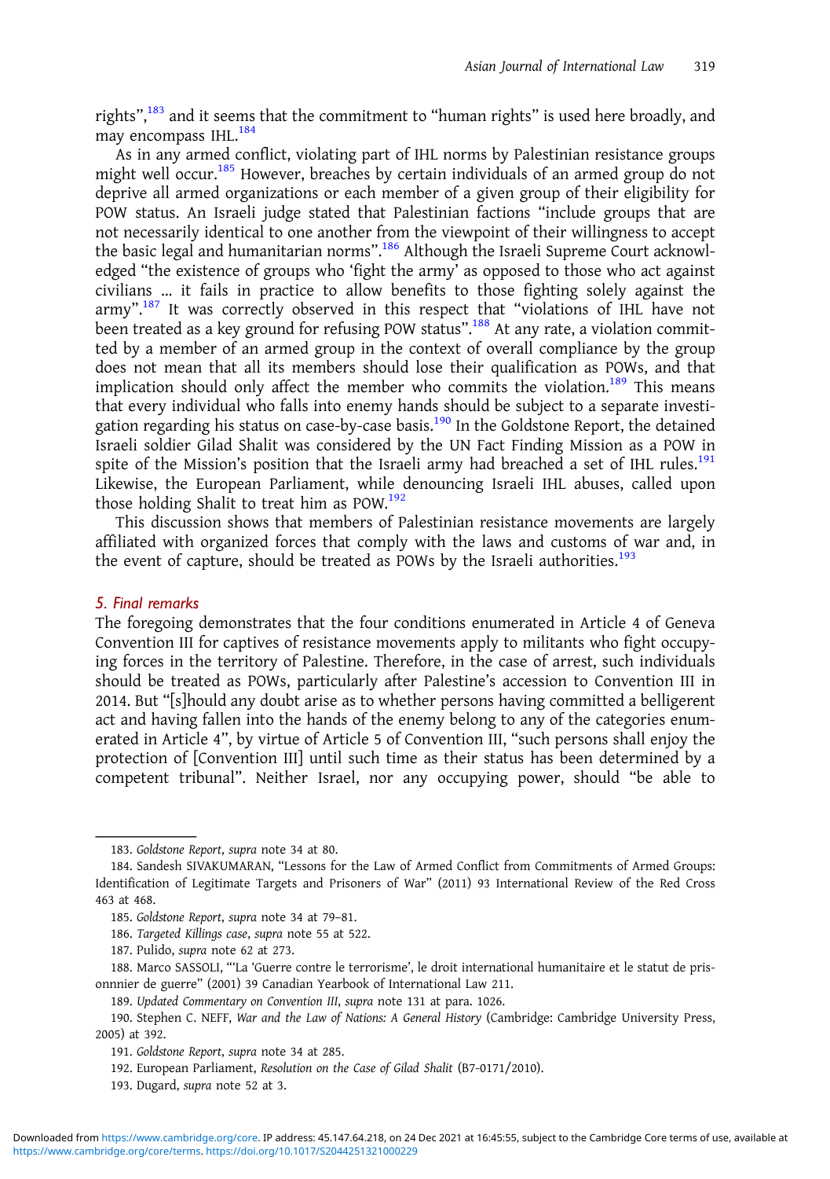rights",[183] and it seems that the commitment to "human rights" is used here broadly, and may encompass IHL.[184]

As in any armed conflict, violating part of IHL norms by Palestinian resistance groups might well occur.[185] However, breaches by certain individuals of an armed group do not deprive all armed organizations or each member of a given group of their eligibility for POW status. An Israeli judge stated that Palestinian factions "include groups that are not necessarily identical to one another from the viewpoint of their willingness to accept the basic legal and humanitarian norms".[186] Although the Israeli Supreme Court acknowledged "the existence of groups who 'fight the army' as opposed to those who act against civilians … it fails in practice to allow benefits to those fighting solely against the army".[187] It was correctly observed in this respect that "violations of IHL have not been treated as a key ground for refusing POW status".[188] At any rate, a violation committed by a member of an armed group in the context of overall compliance by the group does not mean that all its members should lose their qualification as POWs, and that implication should only affect the member who commits the violation.[189] This means that every individual who falls into enemy hands should be subject to a separate investigation regarding his status on case-by-case basis.[190] In the Goldstone Report, the detained Israeli soldier Gilad Shalit was considered by the UN Fact Finding Mission as a POW in spite of the Mission's position that the Israeli army had breached a set of IHL rules.[191] Likewise, the European Parliament, while denouncing Israeli IHL abuses, called upon those holding Shalit to treat him as POW.[192]

This discussion shows that members of Palestinian resistance movements are largely affiliated with organized forces that comply with the laws and customs of war and, in the event of capture, should be treated as POWs by the Israeli authorities.[193]

## 5. Final remarks

The foregoing demonstrates that the four conditions enumerated in Article 4 of Geneva Convention III for captives of resistance movements apply to militants who fight occupying forces in the territory of Palestine. Therefore, in the case of arrest, such individuals should be treated as POWs, particularly after Palestine's accession to Convention III in 2014. But "[s]hould any doubt arise as to whether persons having committed a belligerent act and having fallen into the hands of the enemy belong to any of the categories enumerated in Article 4", by virtue of Article 5 of Convention III, "such persons shall enjoy the protection of [Convention III] until such time as their status has been determined by a competent tribunal". Neither Israel, nor any occupying power, should "be able to

---

183. *Goldstone Report*, *supra* note 34 at 80.

184. Sandesh SIVAKUMARAN, "Lessons for the Law of Armed Conflict from Commitments of Armed Groups: Identification of Legitimate Targets and Prisoners of War" (2011) 93 International Review of the Red Cross 463 at 468.

185. *Goldstone Report*, *supra* note 34 at 79–81.

186. *Targeted Killings case*, *supra* note 55 at 522.

187. Pulido, *supra* note 62 at 273.

188. Marco SASSOLI, "'La 'Guerre contre le terrorisme', le droit international humanitaire et le statut de prisonnnier de guerre" (2001) 39 Canadian Yearbook of International Law 211.

189. *Updated Commentary on Convention III*, *supra* note 131 at para. 1026.

190. Stephen C. NEFF, *War and the Law of Nations: A General History* (Cambridge: Cambridge University Press, 2005) at 392.

191. *Goldstone Report*, *supra* note 34 at 285.

192. European Parliament, *Resolution on the Case of Gilad Shalit* (B7-0171/2010).

193. Dugard, *supra* note 52 at 3.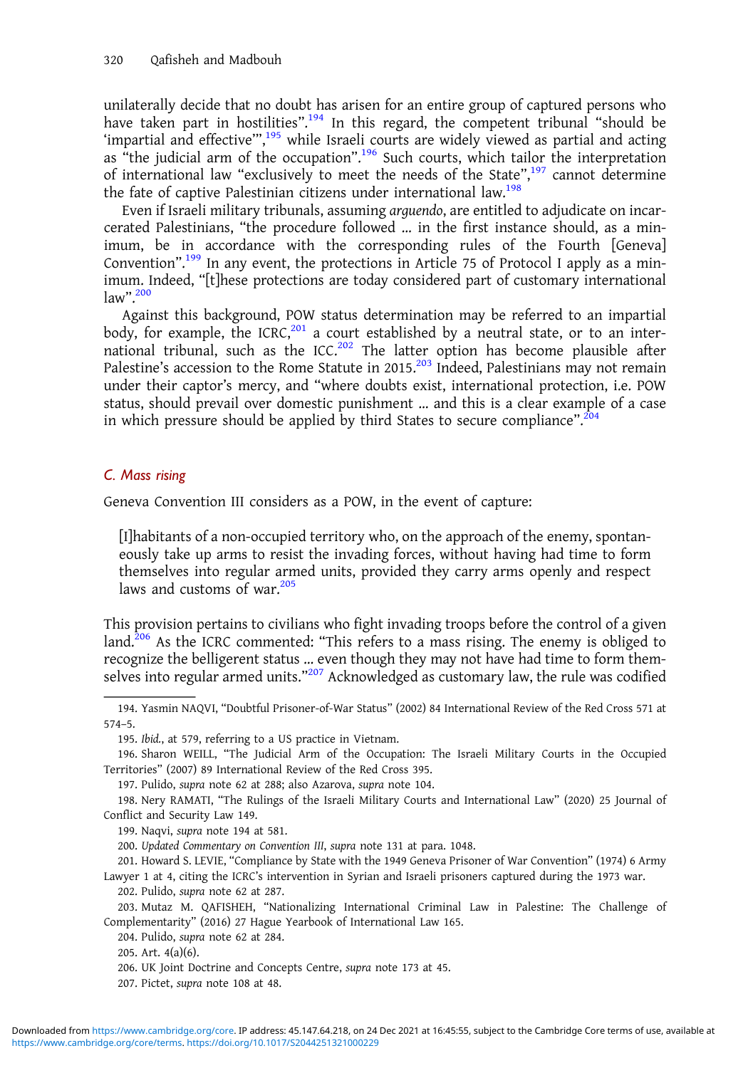unilaterally decide that no doubt has arisen for an entire group of captured persons who have taken part in hostilities".[194] In this regard, the competent tribunal "should be 'impartial and effective'",[195] while Israeli courts are widely viewed as partial and acting as "the judicial arm of the occupation".[196] Such courts, which tailor the interpretation of international law "exclusively to meet the needs of the State",[197] cannot determine the fate of captive Palestinian citizens under international law.[198]

Even if Israeli military tribunals, assuming *arguendo*, are entitled to adjudicate on incarcerated Palestinians, "the procedure followed … in the first instance should, as a minimum, be in accordance with the corresponding rules of the Fourth [Geneva] Convention".[199] In any event, the protections in Article 75 of Protocol I apply as a minimum. Indeed, "[t]hese protections are today considered part of customary international law".[200]

Against this background, POW status determination may be referred to an impartial body, for example, the ICRC,[201] a court established by a neutral state, or to an international tribunal, such as the ICC.[202] The latter option has become plausible after Palestine's accession to the Rome Statute in 2015.[203] Indeed, Palestinians may not remain under their captor's mercy, and "where doubts exist, international protection, i.e. POW status, should prevail over domestic punishment … and this is a clear example of a case in which pressure should be applied by third States to secure compliance".[204]

### C. Mass rising

Geneva Convention III considers as a POW, in the event of capture:

> [I]habitants of a non-occupied territory who, on the approach of the enemy, spontaneously take up arms to resist the invading forces, without having had time to form themselves into regular armed units, provided they carry arms openly and respect laws and customs of war.[205]

This provision pertains to civilians who fight invading troops before the control of a given land.[206] As the ICRC commented: "This refers to a mass rising. The enemy is obliged to recognize the belligerent status … even though they may not have had time to form themselves into regular armed units."[207] Acknowledged as customary law, the rule was codified

194. Yasmin NAQVI, "Doubtful Prisoner-of-War Status" (2002) 84 International Review of the Red Cross 571 at 574–5.

195. *Ibid.*, at 579, referring to a US practice in Vietnam.

196. Sharon WEILL, "The Judicial Arm of the Occupation: The Israeli Military Courts in the Occupied Territories" (2007) 89 International Review of the Red Cross 395.

197. Pulido, *supra* note 62 at 288; also Azarova, *supra* note 104.

198. Nery RAMATI, "The Rulings of the Israeli Military Courts and International Law" (2020) 25 Journal of Conflict and Security Law 149.

199. Naqvi, *supra* note 194 at 581.

200. *Updated Commentary on Convention III*, *supra* note 131 at para. 1048.

201. Howard S. LEVIE, "Compliance by State with the 1949 Geneva Prisoner of War Convention" (1974) 6 Army Lawyer 1 at 4, citing the ICRC's intervention in Syrian and Israeli prisoners captured during the 1973 war.

202. Pulido, *supra* note 62 at 287.

203. Mutaz M. QAFISHEH, "Nationalizing International Criminal Law in Palestine: The Challenge of Complementarity" (2016) 27 Hague Yearbook of International Law 165.

204. Pulido, *supra* note 62 at 284.

205. Art. 4(a)(6).

206. UK Joint Doctrine and Concepts Centre, *supra* note 173 at 45.

207. Pictet, *supra* note 108 at 48.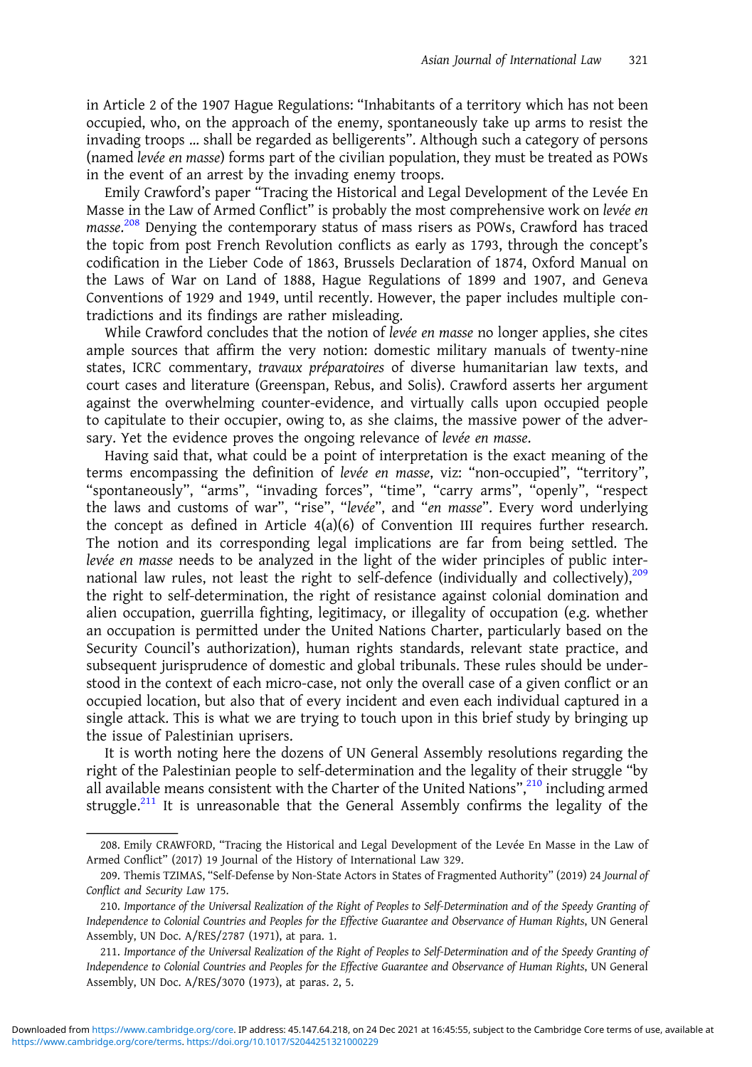in Article 2 of the 1907 Hague Regulations: "Inhabitants of a territory which has not been occupied, who, on the approach of the enemy, spontaneously take up arms to resist the invading troops … shall be regarded as belligerents". Although such a category of persons (named *levée en masse*) forms part of the civilian population, they must be treated as POWs in the event of an arrest by the invading enemy troops.

Emily Crawford's paper "Tracing the Historical and Legal Development of the Levée En Masse in the Law of Armed Conflict" is probably the most comprehensive work on *levée en masse*.[208] Denying the contemporary status of mass risers as POWs, Crawford has traced the topic from post French Revolution conflicts as early as 1793, through the concept's codification in the Lieber Code of 1863, Brussels Declaration of 1874, Oxford Manual on the Laws of War on Land of 1888, Hague Regulations of 1899 and 1907, and Geneva Conventions of 1929 and 1949, until recently. However, the paper includes multiple contradictions and its findings are rather misleading.

While Crawford concludes that the notion of *levée en masse* no longer applies, she cites ample sources that affirm the very notion: domestic military manuals of twenty-nine states, ICRC commentary, *travaux préparatoires* of diverse humanitarian law texts, and court cases and literature (Greenspan, Rebus, and Solis). Crawford asserts her argument against the overwhelming counter-evidence, and virtually calls upon occupied people to capitulate to their occupier, owing to, as she claims, the massive power of the adversary. Yet the evidence proves the ongoing relevance of *levée en masse*.

Having said that, what could be a point of interpretation is the exact meaning of the terms encompassing the definition of *levée en masse*, viz: "non-occupied", "territory", "spontaneously", "arms", "invading forces", "time", "carry arms", "openly", "respect the laws and customs of war", "rise", "*levée*", and "*en masse*". Every word underlying the concept as defined in Article 4(a)(6) of Convention III requires further research. The notion and its corresponding legal implications are far from being settled. The *levée en masse* needs to be analyzed in the light of the wider principles of public international law rules, not least the right to self-defence (individually and collectively),[209] the right to self-determination, the right of resistance against colonial domination and alien occupation, guerrilla fighting, legitimacy, or illegality of occupation (e.g. whether an occupation is permitted under the United Nations Charter, particularly based on the Security Council's authorization), human rights standards, relevant state practice, and subsequent jurisprudence of domestic and global tribunals. These rules should be understood in the context of each micro-case, not only the overall case of a given conflict or an occupied location, but also that of every incident and even each individual captured in a single attack. This is what we are trying to touch upon in this brief study by bringing up the issue of Palestinian uprisers.

It is worth noting here the dozens of UN General Assembly resolutions regarding the right of the Palestinian people to self-determination and the legality of their struggle "by all available means consistent with the Charter of the United Nations",[210] including armed struggle.[211] It is unreasonable that the General Assembly confirms the legality of the

---

208. Emily CRAWFORD, "Tracing the Historical and Legal Development of the Levée En Masse in the Law of Armed Conflict" (2017) 19 Journal of the History of International Law 329.

209. Themis TZIMAS, "Self-Defense by Non-State Actors in States of Fragmented Authority" (2019) 24 *Journal of Conflict and Security Law* 175.

210. *Importance of the Universal Realization of the Right of Peoples to Self-Determination and of the Speedy Granting of Independence to Colonial Countries and Peoples for the Effective Guarantee and Observance of Human Rights*, UN General Assembly, UN Doc. A/RES/2787 (1971), at para. 1.

211. *Importance of the Universal Realization of the Right of Peoples to Self-Determination and of the Speedy Granting of Independence to Colonial Countries and Peoples for the Effective Guarantee and Observance of Human Rights*, UN General Assembly, UN Doc. A/RES/3070 (1973), at paras. 2, 5.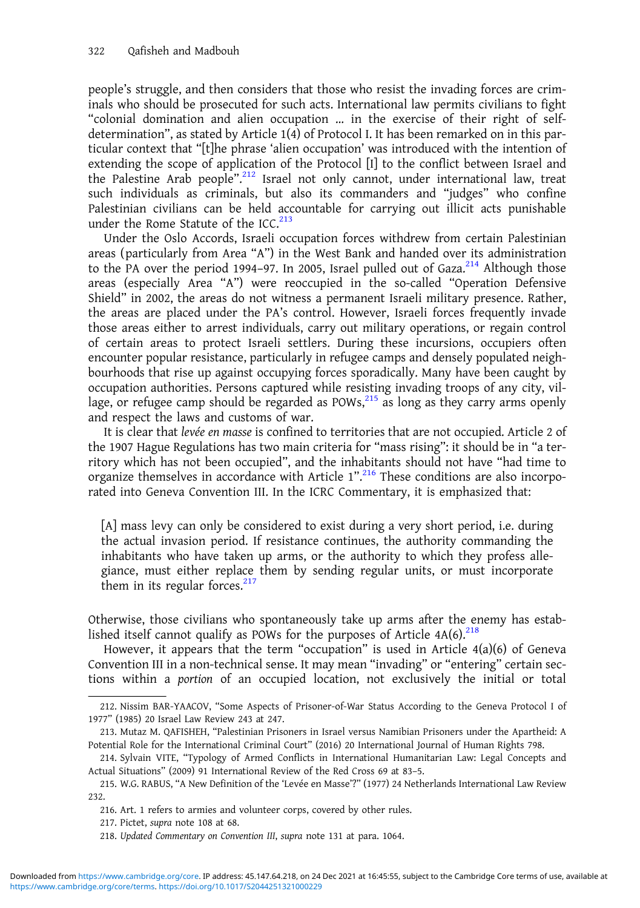people's struggle, and then considers that those who resist the invading forces are criminals who should be prosecuted for such acts. International law permits civilians to fight "colonial domination and alien occupation … in the exercise of their right of self-determination", as stated by Article 1(4) of Protocol I. It has been remarked on in this particular context that "[t]he phrase 'alien occupation' was introduced with the intention of extending the scope of application of the Protocol [I] to the conflict between Israel and the Palestine Arab people".[212] Israel not only cannot, under international law, treat such individuals as criminals, but also its commanders and "judges" who confine Palestinian civilians can be held accountable for carrying out illicit acts punishable under the Rome Statute of the ICC.[213]

Under the Oslo Accords, Israeli occupation forces withdrew from certain Palestinian areas (particularly from Area "A") in the West Bank and handed over its administration to the PA over the period 1994–97. In 2005, Israel pulled out of Gaza.[214] Although those areas (especially Area "A") were reoccupied in the so-called "Operation Defensive Shield" in 2002, the areas do not witness a permanent Israeli military presence. Rather, the areas are placed under the PA's control. However, Israeli forces frequently invade those areas either to arrest individuals, carry out military operations, or regain control of certain areas to protect Israeli settlers. During these incursions, occupiers often encounter popular resistance, particularly in refugee camps and densely populated neighbourhoods that rise up against occupying forces sporadically. Many have been caught by occupation authorities. Persons captured while resisting invading troops of any city, village, or refugee camp should be regarded as POWs,[215] as long as they carry arms openly and respect the laws and customs of war.

It is clear that *levée en masse* is confined to territories that are not occupied. Article 2 of the 1907 Hague Regulations has two main criteria for "mass rising": it should be in "a territory which has not been occupied", and the inhabitants should not have "had time to organize themselves in accordance with Article 1".[216] These conditions are also incorporated into Geneva Convention III. In the ICRC Commentary, it is emphasized that:

> [A] mass levy can only be considered to exist during a very short period, i.e. during the actual invasion period. If resistance continues, the authority commanding the inhabitants who have taken up arms, or the authority to which they profess allegiance, must either replace them by sending regular units, or must incorporate them in its regular forces.[217]

Otherwise, those civilians who spontaneously take up arms after the enemy has established itself cannot qualify as POWs for the purposes of Article 4A(6).[218]

However, it appears that the term "occupation" is used in Article 4(a)(6) of Geneva Convention III in a non-technical sense. It may mean "invading" or "entering" certain sections within a *portion* of an occupied location, not exclusively the initial or total

212. Nissim BAR-YAACOV, "Some Aspects of Prisoner-of-War Status According to the Geneva Protocol I of 1977" (1985) 20 Israel Law Review 243 at 247.

213. Mutaz M. QAFISHEH, "Palestinian Prisoners in Israel versus Namibian Prisoners under the Apartheid: A Potential Role for the International Criminal Court" (2016) 20 International Journal of Human Rights 798.

214. Sylvain VITE, "Typology of Armed Conflicts in International Humanitarian Law: Legal Concepts and Actual Situations" (2009) 91 International Review of the Red Cross 69 at 83–5.

215. W.G. RABUS, "A New Definition of the 'Levée en Masse'?" (1977) 24 Netherlands International Law Review 232.

216. Art. 1 refers to armies and volunteer corps, covered by other rules.

217. Pictet, *supra* note 108 at 68.

218. *Updated Commentary on Convention III*, *supra* note 131 at para. 1064.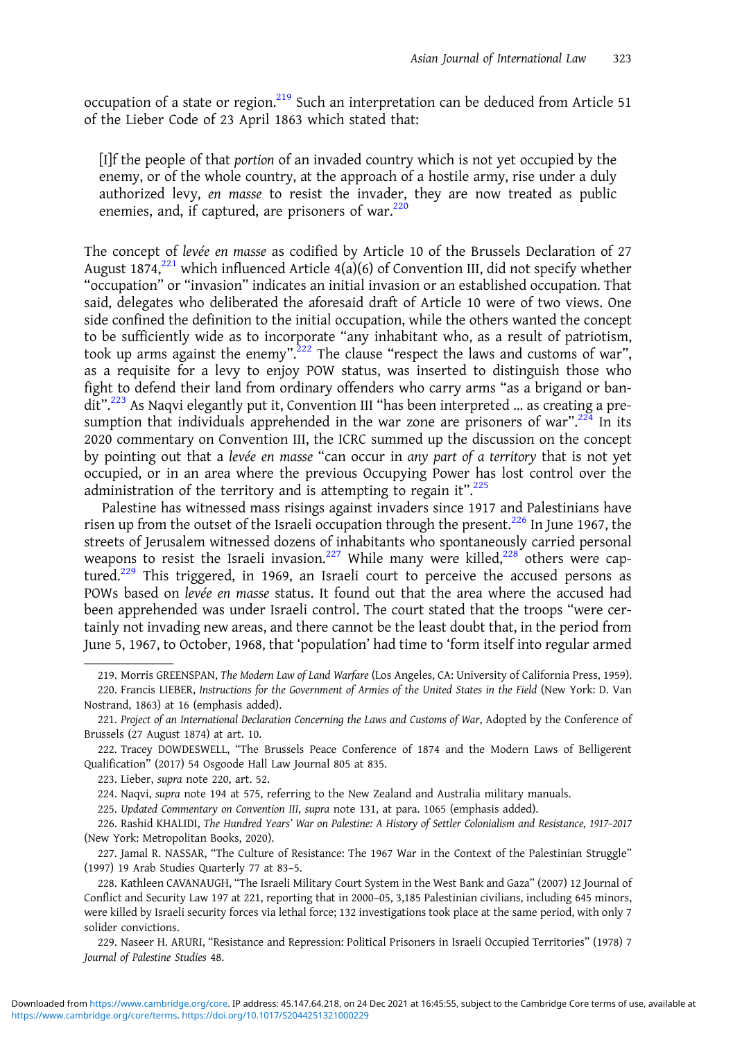occupation of a state or region.[219] Such an interpretation can be deduced from Article 51 of the Lieber Code of 23 April 1863 which stated that:

> [I]f the people of that *portion* of an invaded country which is not yet occupied by the enemy, or of the whole country, at the approach of a hostile army, rise under a duly authorized levy, *en masse* to resist the invader, they are now treated as public enemies, and, if captured, are prisoners of war.[220]

The concept of *levée en masse* as codified by Article 10 of the Brussels Declaration of 27 August 1874,[221] which influenced Article 4(a)(6) of Convention III, did not specify whether "occupation" or "invasion" indicates an initial invasion or an established occupation. That said, delegates who deliberated the aforesaid draft of Article 10 were of two views. One side confined the definition to the initial occupation, while the others wanted the concept to be sufficiently wide as to incorporate "any inhabitant who, as a result of patriotism, took up arms against the enemy".[222] The clause "respect the laws and customs of war", as a requisite for a levy to enjoy POW status, was inserted to distinguish those who fight to defend their land from ordinary offenders who carry arms "as a brigand or bandit".[223] As Naqvi elegantly put it, Convention III "has been interpreted … as creating a presumption that individuals apprehended in the war zone are prisoners of war".[224] In its 2020 commentary on Convention III, the ICRC summed up the discussion on the concept by pointing out that a *levée en masse* "can occur in *any part of a territory* that is not yet occupied, or in an area where the previous Occupying Power has lost control over the administration of the territory and is attempting to regain it".[225]

Palestine has witnessed mass risings against invaders since 1917 and Palestinians have risen up from the outset of the Israeli occupation through the present.[226] In June 1967, the streets of Jerusalem witnessed dozens of inhabitants who spontaneously carried personal weapons to resist the Israeli invasion.[227] While many were killed,[228] others were captured.[229] This triggered, in 1969, an Israeli court to perceive the accused persons as POWs based on *levée en masse* status. It found out that the area where the accused had been apprehended was under Israeli control. The court stated that the troops "were certainly not invading new areas, and there cannot be the least doubt that, in the period from June 5, 1967, to October, 1968, that 'population' had time to 'form itself into regular armed

---

219. Morris GREENSPAN, *The Modern Law of Land Warfare* (Los Angeles, CA: University of California Press, 1959).

220. Francis LIEBER, *Instructions for the Government of Armies of the United States in the Field* (New York: D. Van Nostrand, 1863) at 16 (emphasis added).

221. *Project of an International Declaration Concerning the Laws and Customs of War*, Adopted by the Conference of Brussels (27 August 1874) at art. 10.

222. Tracey DOWDESWELL, "The Brussels Peace Conference of 1874 and the Modern Laws of Belligerent Qualification" (2017) 54 Osgoode Hall Law Journal 805 at 835.

223. Lieber, *supra* note 220, art. 52.

224. Naqvi, *supra* note 194 at 575, referring to the New Zealand and Australia military manuals.

225. *Updated Commentary on Convention III*, *supra* note 131, at para. 1065 (emphasis added).

226. Rashid KHALIDI, *The Hundred Years' War on Palestine: A History of Settler Colonialism and Resistance, 1917–2017* (New York: Metropolitan Books, 2020).

227. Jamal R. NASSAR, "The Culture of Resistance: The 1967 War in the Context of the Palestinian Struggle" (1997) 19 Arab Studies Quarterly 77 at 83–5.

228. Kathleen CAVANAUGH, "The Israeli Military Court System in the West Bank and Gaza" (2007) 12 Journal of Conflict and Security Law 197 at 221, reporting that in 2000–05, 3,185 Palestinian civilians, including 645 minors, were killed by Israeli security forces via lethal force; 132 investigations took place at the same period, with only 7 solider convictions.

229. Naseer H. ARURI, "Resistance and Repression: Political Prisoners in Israeli Occupied Territories" (1978) 7 *Journal of Palestine Studies* 48.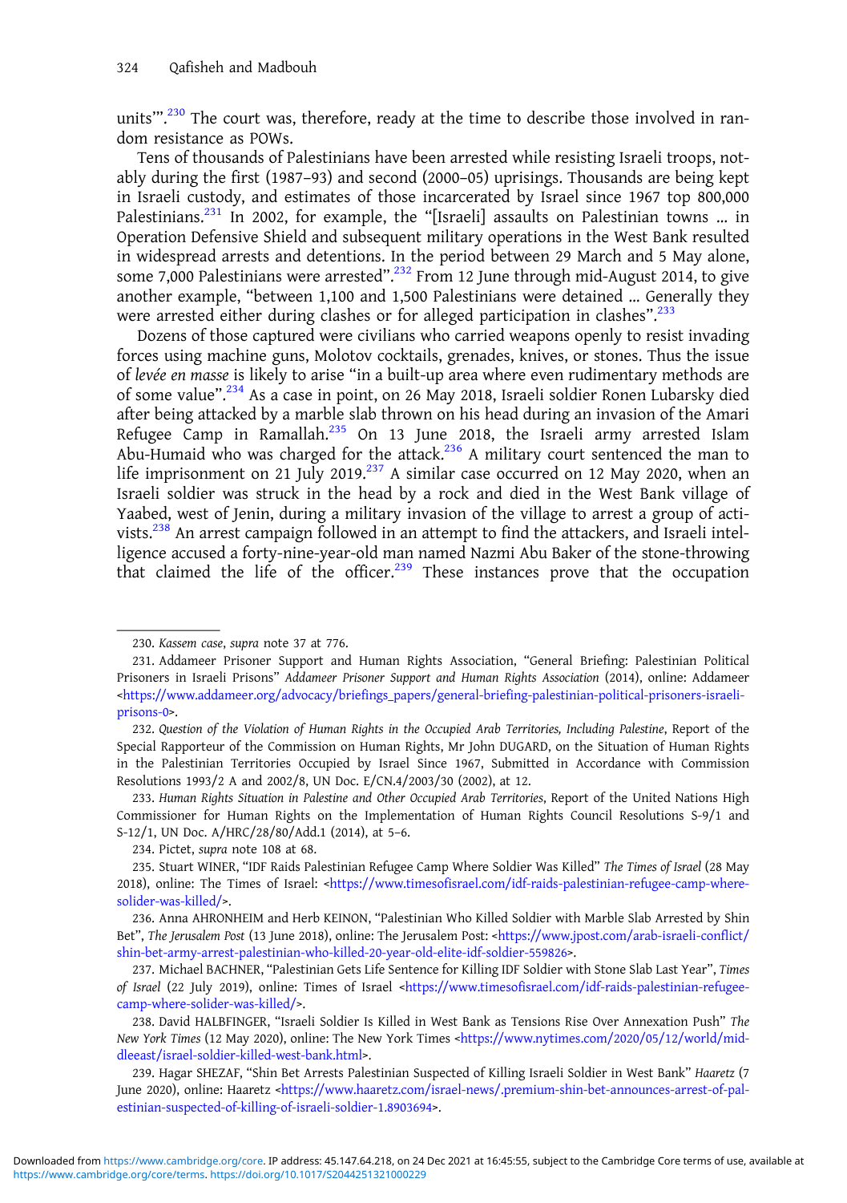units'".[230] The court was, therefore, ready at the time to describe those involved in random resistance as POWs.

Tens of thousands of Palestinians have been arrested while resisting Israeli troops, notably during the first (1987–93) and second (2000–05) uprisings. Thousands are being kept in Israeli custody, and estimates of those incarcerated by Israel since 1967 top 800,000 Palestinians.[231] In 2002, for example, the "[Israeli] assaults on Palestinian towns … in Operation Defensive Shield and subsequent military operations in the West Bank resulted in widespread arrests and detentions. In the period between 29 March and 5 May alone, some 7,000 Palestinians were arrested".[232] From 12 June through mid-August 2014, to give another example, "between 1,100 and 1,500 Palestinians were detained … Generally they were arrested either during clashes or for alleged participation in clashes".[233]

Dozens of those captured were civilians who carried weapons openly to resist invading forces using machine guns, Molotov cocktails, grenades, knives, or stones. Thus the issue of *levée en masse* is likely to arise "in a built-up area where even rudimentary methods are of some value".[234] As a case in point, on 26 May 2018, Israeli soldier Ronen Lubarsky died after being attacked by a marble slab thrown on his head during an invasion of the Amari Refugee Camp in Ramallah.[235] On 13 June 2018, the Israeli army arrested Islam Abu-Humaid who was charged for the attack.[236] A military court sentenced the man to life imprisonment on 21 July 2019.[237] A similar case occurred on 12 May 2020, when an Israeli soldier was struck in the head by a rock and died in the West Bank village of Yaabed, west of Jenin, during a military invasion of the village to arrest a group of activists.[238] An arrest campaign followed in an attempt to find the attackers, and Israeli intelligence accused a forty-nine-year-old man named Nazmi Abu Baker of the stone-throwing that claimed the life of the officer.[239] These instances prove that the occupation

---

230. *Kassem case*, *supra* note 37 at 776.

231. Addameer Prisoner Support and Human Rights Association, "General Briefing: Palestinian Political Prisoners in Israeli Prisons" *Addameer Prisoner Support and Human Rights Association* (2014), online: Addameer <https://www.addameer.org/advocacy/briefings_papers/general-briefing-palestinian-political-prisoners-israeli-prisons-0>.

232. *Question of the Violation of Human Rights in the Occupied Arab Territories, Including Palestine*, Report of the Special Rapporteur of the Commission on Human Rights, Mr John DUGARD, on the Situation of Human Rights in the Palestinian Territories Occupied by Israel Since 1967, Submitted in Accordance with Commission Resolutions 1993/2 A and 2002/8, UN Doc. E/CN.4/2003/30 (2002), at 12.

233. *Human Rights Situation in Palestine and Other Occupied Arab Territories*, Report of the United Nations High Commissioner for Human Rights on the Implementation of Human Rights Council Resolutions S-9/1 and S-12/1, UN Doc. A/HRC/28/80/Add.1 (2014), at 5–6.

234. Pictet, *supra* note 108 at 68.

235. Stuart WINER, "IDF Raids Palestinian Refugee Camp Where Soldier Was Killed" *The Times of Israel* (28 May 2018), online: The Times of Israel: <https://www.timesofisrael.com/idf-raids-palestinian-refugee-camp-where-solider-was-killed/>.

236. Anna AHRONHEIM and Herb KEINON, "Palestinian Who Killed Soldier with Marble Slab Arrested by Shin Bet", *The Jerusalem Post* (13 June 2018), online: The Jerusalem Post: <https://www.jpost.com/arab-israeli-conflict/shin-bet-army-arrest-palestinian-who-killed-20-year-old-elite-idf-soldier-559826>.

237. Michael BACHNER, "Palestinian Gets Life Sentence for Killing IDF Soldier with Stone Slab Last Year", *Times of Israel* (22 July 2019), online: Times of Israel <https://www.timesofisrael.com/idf-raids-palestinian-refugee-camp-where-solider-was-killed/>.

238. David HALBFINGER, "Israeli Soldier Is Killed in West Bank as Tensions Rise Over Annexation Push" *The New York Times* (12 May 2020), online: The New York Times <https://www.nytimes.com/2020/05/12/world/middleeast/israel-soldier-killed-west-bank.html>.

239. Hagar SHEZAF, "Shin Bet Arrests Palestinian Suspected of Killing Israeli Soldier in West Bank" *Haaretz* (7 June 2020), online: Haaretz <https://www.haaretz.com/israel-news/.premium-shin-bet-announces-arrest-of-palestinian-suspected-of-killing-of-israeli-soldier-1.8903694>.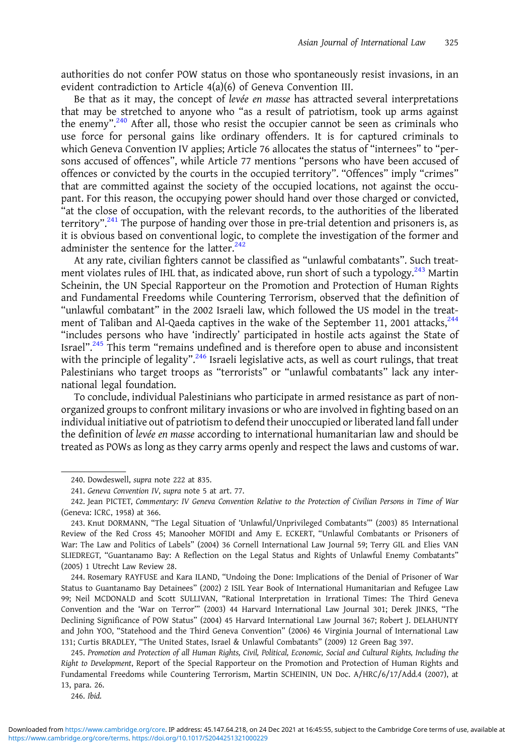authorities do not confer POW status on those who spontaneously resist invasions, in an evident contradiction to Article 4(a)(6) of Geneva Convention III.

Be that as it may, the concept of *levée en masse* has attracted several interpretations that may be stretched to anyone who "as a result of patriotism, took up arms against the enemy".[240] After all, those who resist the occupier cannot be seen as criminals who use force for personal gains like ordinary offenders. It is for captured criminals to which Geneva Convention IV applies; Article 76 allocates the status of "internees" to "persons accused of offences", while Article 77 mentions "persons who have been accused of offences or convicted by the courts in the occupied territory". "Offences" imply "crimes" that are committed against the society of the occupied locations, not against the occupant. For this reason, the occupying power should hand over those charged or convicted, "at the close of occupation, with the relevant records, to the authorities of the liberated territory".[241] The purpose of handing over those in pre-trial detention and prisoners is, as it is obvious based on conventional logic, to complete the investigation of the former and administer the sentence for the latter.[242]

At any rate, civilian fighters cannot be classified as "unlawful combatants". Such treatment violates rules of IHL that, as indicated above, run short of such a typology.[243] Martin Scheinin, the UN Special Rapporteur on the Promotion and Protection of Human Rights and Fundamental Freedoms while Countering Terrorism, observed that the definition of "unlawful combatant" in the 2002 Israeli law, which followed the US model in the treatment of Taliban and Al-Qaeda captives in the wake of the September 11, 2001 attacks,[244] "includes persons who have 'indirectly' participated in hostile acts against the State of Israel".[245] This term "remains undefined and is therefore open to abuse and inconsistent with the principle of legality".[246] Israeli legislative acts, as well as court rulings, that treat Palestinians who target troops as "terrorists" or "unlawful combatants" lack any international legal foundation.

To conclude, individual Palestinians who participate in armed resistance as part of non-organized groups to confront military invasions or who are involved in fighting based on an individual initiative out of patriotism to defend their unoccupied or liberated land fall under the definition of *levée en masse* according to international humanitarian law and should be treated as POWs as long as they carry arms openly and respect the laws and customs of war.

---

240. Dowdeswell, *supra* note 222 at 835.

241. *Geneva Convention IV*, *supra* note 5 at art. 77.

242. Jean PICTET, *Commentary: IV Geneva Convention Relative to the Protection of Civilian Persons in Time of War* (Geneva: ICRC, 1958) at 366.

243. Knut DORMANN, "The Legal Situation of 'Unlawful/Unprivileged Combatants'" (2003) 85 International Review of the Red Cross 45; Manooher MOFIDI and Amy E. ECKERT, "Unlawful Combatants or Prisoners of War: The Law and Politics of Labels" (2004) 36 Cornell International Law Journal 59; Terry GIL and Elies VAN SLIEDREGT, "Guantanamo Bay: A Reflection on the Legal Status and Rights of Unlawful Enemy Combatants" (2005) 1 Utrecht Law Review 28.

244. Rosemary RAYFUSE and Kara ILAND, "Undoing the Done: Implications of the Denial of Prisoner of War Status to Guantanamo Bay Detainees" (2002) 2 ISIL Year Book of International Humanitarian and Refugee Law 99; Neil MCDONALD and Scott SULLIVAN, "Rational Interpretation in Irrational Times: The Third Geneva Convention and the 'War on Terror'" (2003) 44 Harvard International Law Journal 301; Derek JINKS, "The Declining Significance of POW Status" (2004) 45 Harvard International Law Journal 367; Robert J. DELAHUNTY and John YOO, "Statehood and the Third Geneva Convention" (2006) 46 Virginia Journal of International Law 131; Curtis BRADLEY, "The United States, Israel & Unlawful Combatants" (2009) 12 Green Bag 397.

245. *Promotion and Protection of all Human Rights, Civil, Political, Economic, Social and Cultural Rights, Including the Right to Development*, Report of the Special Rapporteur on the Promotion and Protection of Human Rights and Fundamental Freedoms while Countering Terrorism, Martin SCHEININ, UN Doc. A/HRC/6/17/Add.4 (2007), at 13, para. 26.

246. *Ibid.*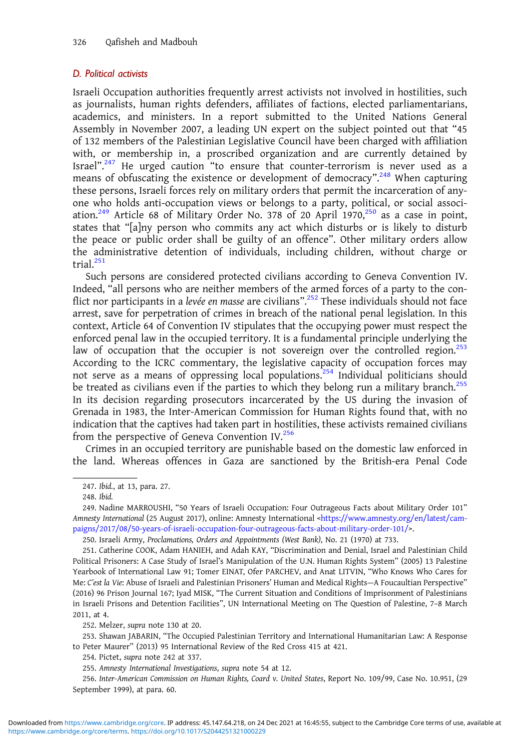### *D. Political activists*

Israeli Occupation authorities frequently arrest activists not involved in hostilities, such as journalists, human rights defenders, affiliates of factions, elected parliamentarians, academics, and ministers. In a report submitted to the United Nations General Assembly in November 2007, a leading UN expert on the subject pointed out that "45 of 132 members of the Palestinian Legislative Council have been charged with affiliation with, or membership in, a proscribed organization and are currently detained by Israel".[247] He urged caution "to ensure that counter-terrorism is never used as a means of obfuscating the existence or development of democracy".[248] When capturing these persons, Israeli forces rely on military orders that permit the incarceration of anyone who holds anti-occupation views or belongs to a party, political, or social association.[249] Article 68 of Military Order No. 378 of 20 April 1970,[250] as a case in point, states that "[a]ny person who commits any act which disturbs or is likely to disturb the peace or public order shall be guilty of an offence". Other military orders allow the administrative detention of individuals, including children, without charge or trial.[251]

Such persons are considered protected civilians according to Geneva Convention IV. Indeed, "all persons who are neither members of the armed forces of a party to the conflict nor participants in a *levée en masse* are civilians".[252] These individuals should not face arrest, save for perpetration of crimes in breach of the national penal legislation. In this context, Article 64 of Convention IV stipulates that the occupying power must respect the enforced penal law in the occupied territory. It is a fundamental principle underlying the law of occupation that the occupier is not sovereign over the controlled region.[253] According to the ICRC commentary, the legislative capacity of occupation forces may not serve as a means of oppressing local populations.[254] Individual politicians should be treated as civilians even if the parties to which they belong run a military branch.[255] In its decision regarding prosecutors incarcerated by the US during the invasion of Grenada in 1983, the Inter-American Commission for Human Rights found that, with no indication that the captives had taken part in hostilities, these activists remained civilians from the perspective of Geneva Convention IV.[256]

Crimes in an occupied territory are punishable based on the domestic law enforced in the land. Whereas offences in Gaza are sanctioned by the British-era Penal Code

---

247. *Ibid.*, at 13, para. 27.

248. *Ibid.*

249. Nadine MARROUSHI, "50 Years of Israeli Occupation: Four Outrageous Facts about Military Order 101" *Amnesty International* (25 August 2017), online: Amnesty International <https://www.amnesty.org/en/latest/campaigns/2017/08/50-years-of-israeli-occupation-four-outrageous-facts-about-military-order-101/>.

250. Israeli Army, *Proclamations, Orders and Appointments (West Bank)*, No. 21 (1970) at 733.

251. Catherine COOK, Adam HANIEH, and Adah KAY, "Discrimination and Denial, Israel and Palestinian Child Political Prisoners: A Case Study of Israel's Manipulation of the U.N. Human Rights System" (2005) 13 Palestine Yearbook of International Law 91; Tomer EINAT, Ofer PARCHEV, and Anat LITVIN, "Who Knows Who Cares for Me: *C'est la Vie*: Abuse of Israeli and Palestinian Prisoners' Human and Medical Rights—A Foucaultian Perspective" (2016) 96 Prison Journal 167; Iyad MISK, "The Current Situation and Conditions of Imprisonment of Palestinians in Israeli Prisons and Detention Facilities", UN International Meeting on The Question of Palestine, 7–8 March 2011, at 4.

252. Melzer, *supra* note 130 at 20.

253. Shawan JABARIN, "The Occupied Palestinian Territory and International Humanitarian Law: A Response to Peter Maurer" (2013) 95 International Review of the Red Cross 415 at 421.

254. Pictet, *supra* note 242 at 337.

255. *Amnesty International Investigations*, *supra* note 54 at 12.

256. *Inter-American Commission on Human Rights, Coard v. United States*, Report No. 109/99, Case No. 10.951, (29 September 1999), at para. 60.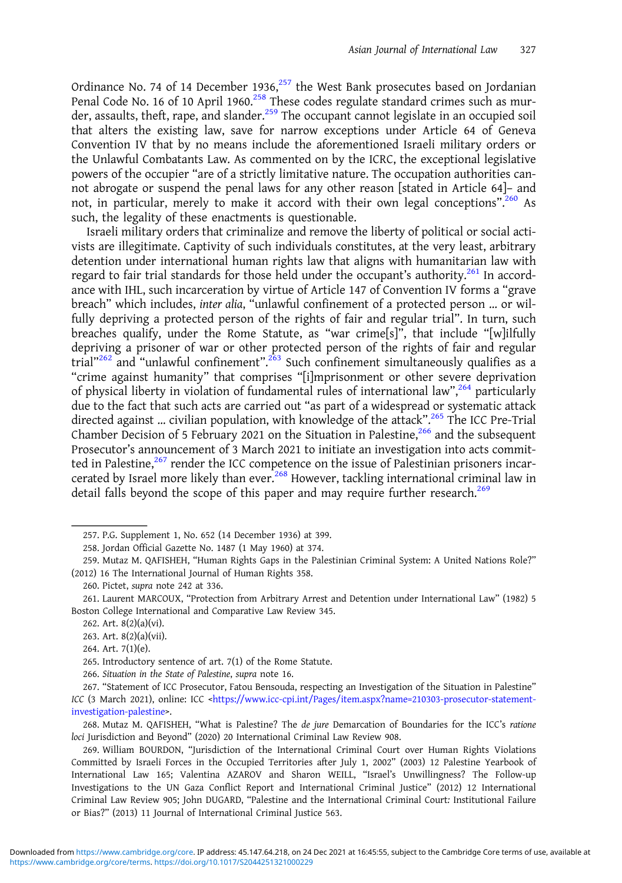Ordinance No. 74 of 14 December 1936,[257] the West Bank prosecutes based on Jordanian Penal Code No. 16 of 10 April 1960.[258] These codes regulate standard crimes such as murder, assaults, theft, rape, and slander.[259] The occupant cannot legislate in an occupied soil that alters the existing law, save for narrow exceptions under Article 64 of Geneva Convention IV that by no means include the aforementioned Israeli military orders or the Unlawful Combatants Law. As commented on by the ICRC, the exceptional legislative powers of the occupier "are of a strictly limitative nature. The occupation authorities cannot abrogate or suspend the penal laws for any other reason [stated in Article 64]– and not, in particular, merely to make it accord with their own legal conceptions".[260] As such, the legality of these enactments is questionable.

Israeli military orders that criminalize and remove the liberty of political or social activists are illegitimate. Captivity of such individuals constitutes, at the very least, arbitrary detention under international human rights law that aligns with humanitarian law with regard to fair trial standards for those held under the occupant's authority.[261] In accordance with IHL, such incarceration by virtue of Article 147 of Convention IV forms a "grave breach" which includes, *inter alia*, "unlawful confinement of a protected person … or wilfully depriving a protected person of the rights of fair and regular trial". In turn, such breaches qualify, under the Rome Statute, as "war crime[s]", that include "[w]ilfully depriving a prisoner of war or other protected person of the rights of fair and regular trial"[262] and "unlawful confinement".[263] Such confinement simultaneously qualifies as a "crime against humanity" that comprises "[i]mprisonment or other severe deprivation of physical liberty in violation of fundamental rules of international law",[264] particularly due to the fact that such acts are carried out "as part of a widespread or systematic attack directed against … civilian population, with knowledge of the attack".[265] The ICC Pre-Trial Chamber Decision of 5 February 2021 on the Situation in Palestine,[266] and the subsequent Prosecutor's announcement of 3 March 2021 to initiate an investigation into acts committed in Palestine,[267] render the ICC competence on the issue of Palestinian prisoners incarcerated by Israel more likely than ever.[268] However, tackling international criminal law in detail falls beyond the scope of this paper and may require further research.[269]

---

257. P.G. Supplement 1, No. 652 (14 December 1936) at 399.

258. Jordan Official Gazette No. 1487 (1 May 1960) at 374.

259. Mutaz M. QAFISHEH, "Human Rights Gaps in the Palestinian Criminal System: A United Nations Role?" (2012) 16 The International Journal of Human Rights 358.

260. Pictet, *supra* note 242 at 336.

261. Laurent MARCOUX, "Protection from Arbitrary Arrest and Detention under International Law" (1982) 5 Boston College International and Comparative Law Review 345.

262. Art. 8(2)(a)(vi).

263. Art. 8(2)(a)(vii).

264. Art. 7(1)(e).

265. Introductory sentence of art. 7(1) of the Rome Statute.

266. *Situation in the State of Palestine*, *supra* note 16.

267. "Statement of ICC Prosecutor, Fatou Bensouda, respecting an Investigation of the Situation in Palestine" *ICC* (3 March 2021), online: ICC <https://www.icc-cpi.int/Pages/item.aspx?name=210303-prosecutor-statement-investigation-palestine>.

268. Mutaz M. QAFISHEH, "What is Palestine? The *de jure* Demarcation of Boundaries for the ICC's *ratione loci* Jurisdiction and Beyond" (2020) 20 International Criminal Law Review 908.

269. William BOURDON, "Jurisdiction of the International Criminal Court over Human Rights Violations Committed by Israeli Forces in the Occupied Territories after July 1, 2002" (2003) 12 Palestine Yearbook of International Law 165; Valentina AZAROV and Sharon WEILL, "Israel's Unwillingness? The Follow-up Investigations to the UN Gaza Conflict Report and International Criminal Justice" (2012) 12 International Criminal Law Review 905; John DUGARD, "Palestine and the International Criminal Court: Institutional Failure or Bias?" (2013) 11 Journal of International Criminal Justice 563.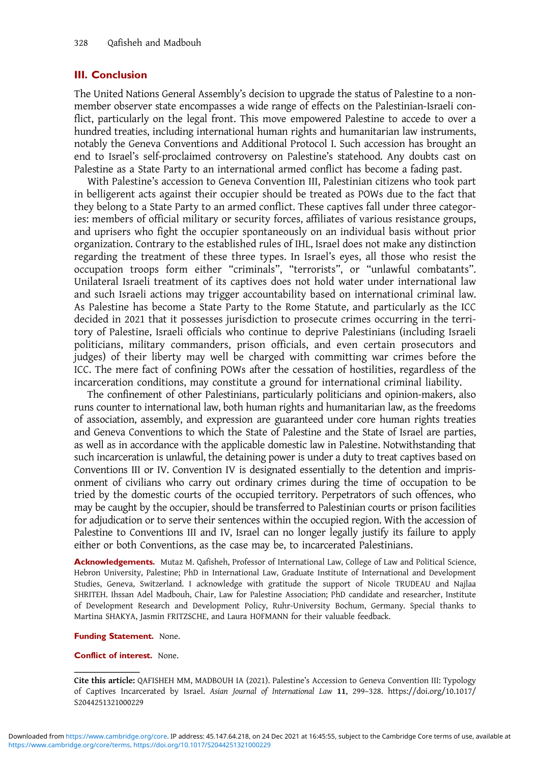## III. Conclusion

The United Nations General Assembly's decision to upgrade the status of Palestine to a non-member observer state encompasses a wide range of effects on the Palestinian-Israeli conflict, particularly on the legal front. This move empowered Palestine to accede to over a hundred treaties, including international human rights and humanitarian law instruments, notably the Geneva Conventions and Additional Protocol I. Such accession has brought an end to Israel's self-proclaimed controversy on Palestine's statehood. Any doubts cast on Palestine as a State Party to an international armed conflict has become a fading past.

With Palestine's accession to Geneva Convention III, Palestinian citizens who took part in belligerent acts against their occupier should be treated as POWs due to the fact that they belong to a State Party to an armed conflict. These captives fall under three categories: members of official military or security forces, affiliates of various resistance groups, and uprisers who fight the occupier spontaneously on an individual basis without prior organization. Contrary to the established rules of IHL, Israel does not make any distinction regarding the treatment of these three types. In Israel's eyes, all those who resist the occupation troops form either "criminals", "terrorists", or "unlawful combatants". Unilateral Israeli treatment of its captives does not hold water under international law and such Israeli actions may trigger accountability based on international criminal law. As Palestine has become a State Party to the Rome Statute, and particularly as the ICC decided in 2021 that it possesses jurisdiction to prosecute crimes occurring in the territory of Palestine, Israeli officials who continue to deprive Palestinians (including Israeli politicians, military commanders, prison officials, and even certain prosecutors and judges) of their liberty may well be charged with committing war crimes before the ICC. The mere fact of confining POWs after the cessation of hostilities, regardless of the incarceration conditions, may constitute a ground for international criminal liability.

The confinement of other Palestinians, particularly politicians and opinion-makers, also runs counter to international law, both human rights and humanitarian law, as the freedoms of association, assembly, and expression are guaranteed under core human rights treaties and Geneva Conventions to which the State of Palestine and the State of Israel are parties, as well as in accordance with the applicable domestic law in Palestine. Notwithstanding that such incarceration is unlawful, the detaining power is under a duty to treat captives based on Conventions III or IV. Convention IV is designated essentially to the detention and imprisonment of civilians who carry out ordinary crimes during the time of occupation to be tried by the domestic courts of the occupied territory. Perpetrators of such offences, who may be caught by the occupier, should be transferred to Palestinian courts or prison facilities for adjudication or to serve their sentences within the occupied region. With the accession of Palestine to Conventions III and IV, Israel can no longer legally justify its failure to apply either or both Conventions, as the case may be, to incarcerated Palestinians.

**Acknowledgements.** Mutaz M. Qafisheh, Professor of International Law, College of Law and Political Science, Hebron University, Palestine; PhD in International Law, Graduate Institute of International and Development Studies, Geneva, Switzerland. I acknowledge with gratitude the support of Nicole TRUDEAU and Najlaa SHRITEH. Ihssan Adel Madbouh, Chair, Law for Palestine Association; PhD candidate and researcher, Institute of Development Research and Development Policy, Ruhr-University Bochum, Germany. Special thanks to Martina SHAKYA, Jasmin FRITZSCHE, and Laura HOFMANN for their valuable feedback.

**Funding Statement.** None.

**Conflict of interest.** None.

**Cite this article:** QAFISHEH MM, MADBOUH IA (2021). Palestine's Accession to Geneva Convention III: Typology of Captives Incarcerated by Israel. *Asian Journal of International Law* **11**, 299–328. https://doi.org/10.1017/S2044251321000229